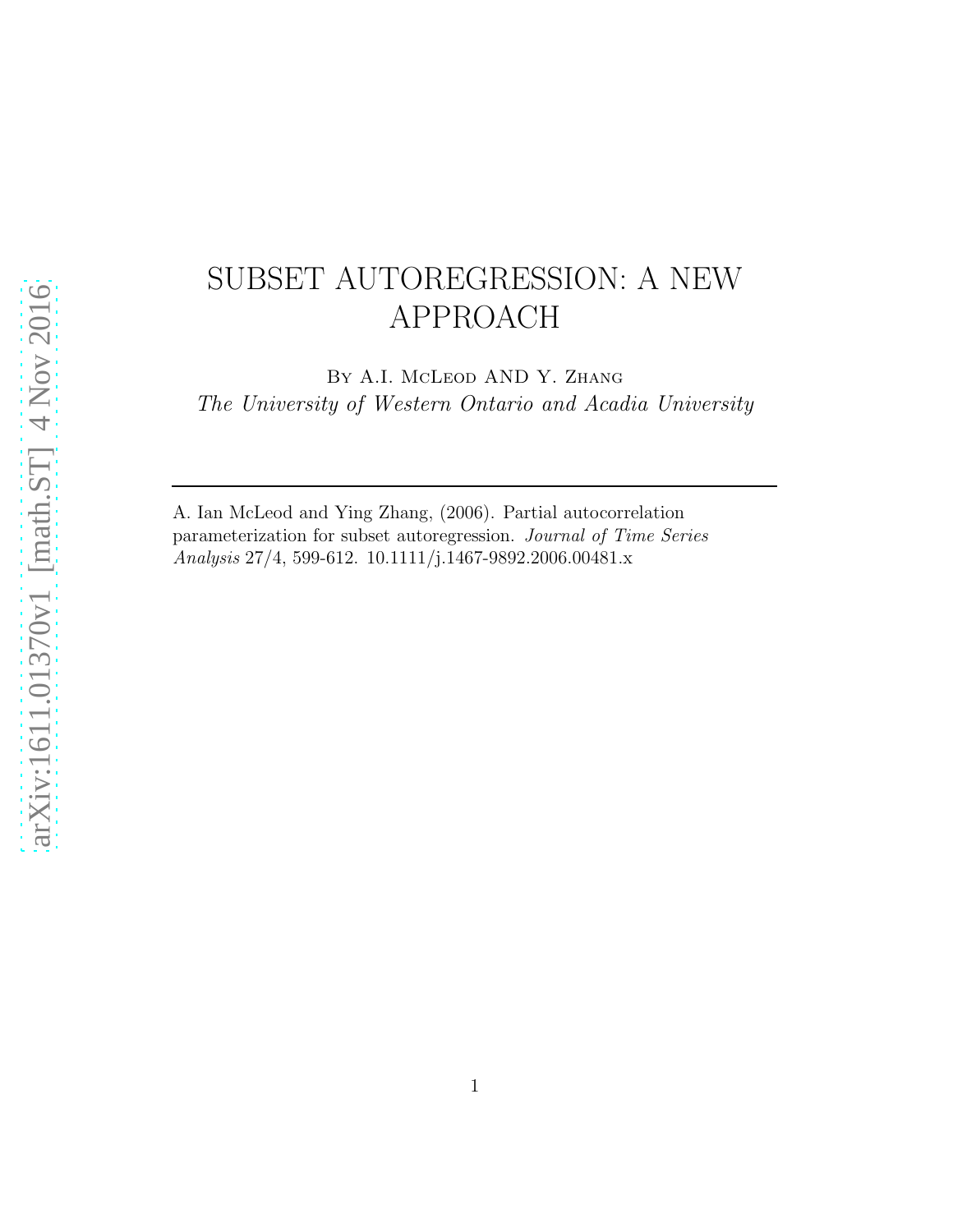# SUBSET AUTOREGRESSION: A NEW APPROACH

By A.I. McLeod AND Y. Zhang

*The University of Western Ontario and Acadia University*

---

A. Ian McLeod and Ying Zhang, (2006). Partial autocorrelation parameterization for subset autoregression. *Journal of Time Series Analysis* 27/4, 599-612. 10.1111/j.1467-9892.2006.00481.x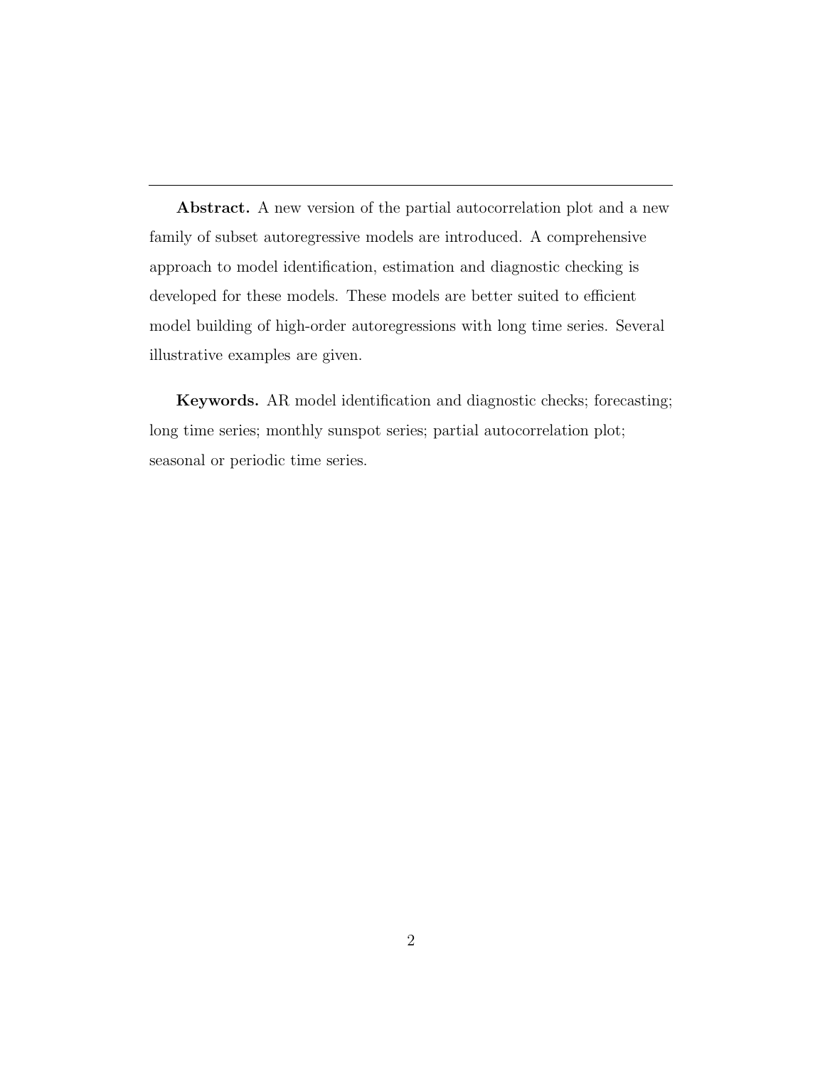---

**Abstract.** A new version of the partial autocorrelation plot and a new family of subset autoregressive models are introduced. A comprehensive approach to model identification, estimation and diagnostic checking is developed for these models. These models are better suited to efficient model building of high-order autoregressions with long time series. Several illustrative examples are given.

**Keywords.** AR model identification and diagnostic checks; forecasting; long time series; monthly sunspot series; partial autocorrelation plot; seasonal or periodic time series.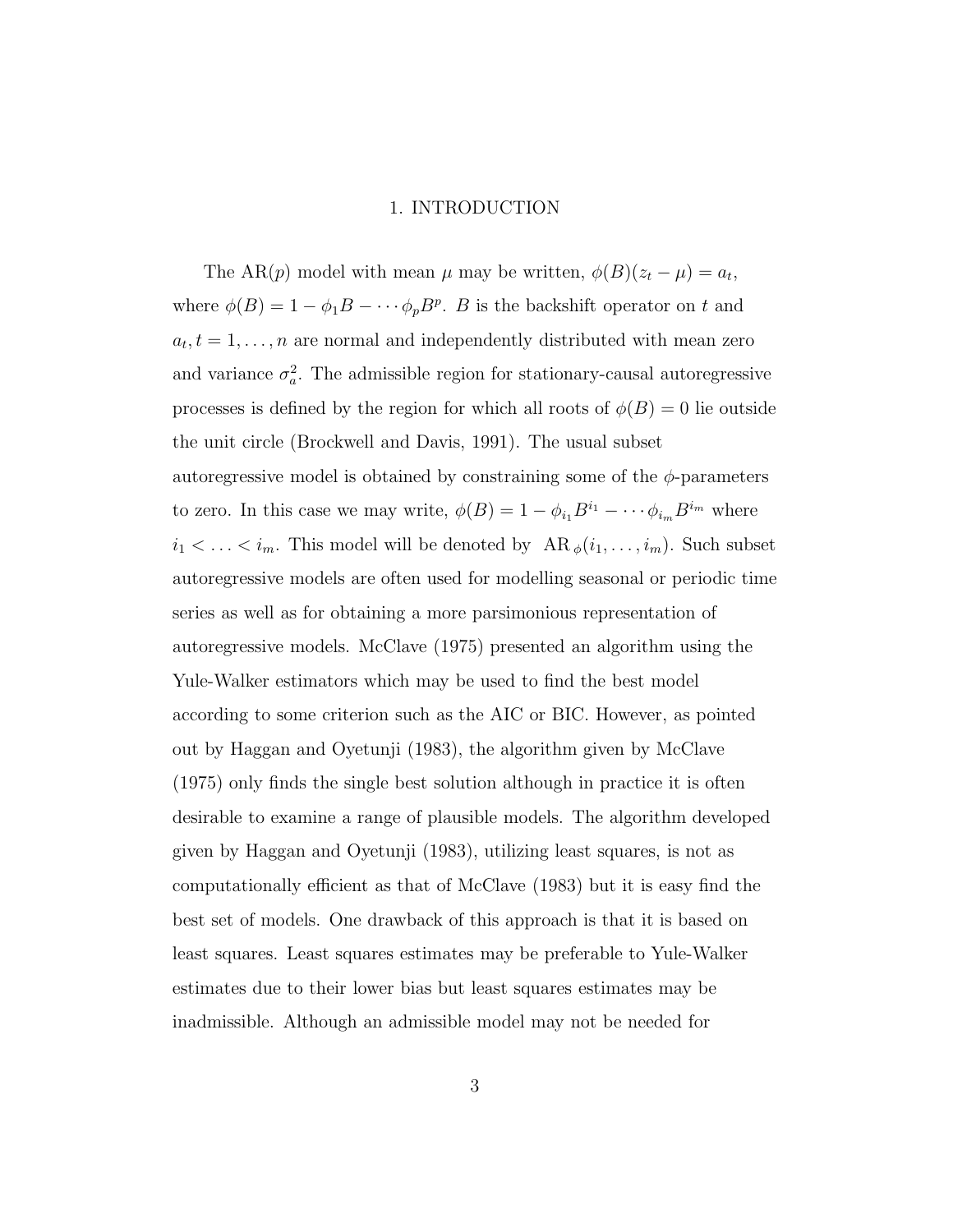# 1. INTRODUCTION

The AR($p$) model with mean $\mu$ may be written, $\phi(B)(z_t - \mu) = a_t$, where $\phi(B) = 1 - \phi_1 B - \cdots \phi_p B^p$. $B$ is the backshift operator on $t$ and $a_t, t = 1, \ldots, n$ are normal and independently distributed with mean zero and variance $\sigma_a^2$. The admissible region for stationary-causal autoregressive processes is defined by the region for which all roots of $\phi(B) = 0$ lie outside the unit circle (Brockwell and Davis, 1991). The usual subset autoregressive model is obtained by constraining some of the $\phi$-parameters to zero. In this case we may write, $\phi(B) = 1 - \phi_{i_1} B^{i_1} - \cdots \phi_{i_m} B^{i_m}$ where $i_1 < \ldots < i_m$. This model will be denoted by $\mathrm{AR}_{\phi}(i_1, \ldots, i_m)$. Such subset autoregressive models are often used for modelling seasonal or periodic time series as well as for obtaining a more parsimonious representation of autoregressive models. McClave (1975) presented an algorithm using the Yule-Walker estimators which may be used to find the best model according to some criterion such as the AIC or BIC. However, as pointed out by Haggan and Oyetunji (1983), the algorithm given by McClave (1975) only finds the single best solution although in practice it is often desirable to examine a range of plausible models. The algorithm developed given by Haggan and Oyetunji (1983), utilizing least squares, is not as computationally efficient as that of McClave (1983) but it is easy find the best set of models. One drawback of this approach is that it is based on least squares. Least squares estimates may be preferable to Yule-Walker estimates due to their lower bias but least squares estimates may be inadmissible. Although an admissible model may not be needed for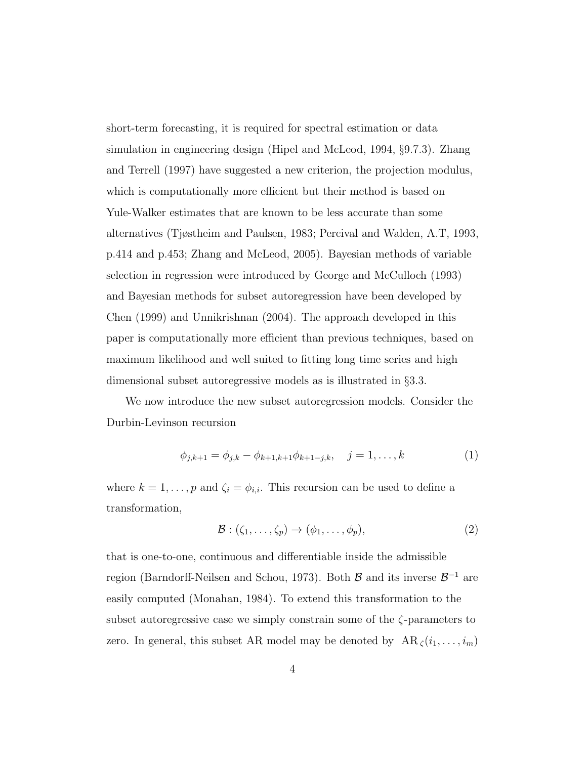short-term forecasting, it is required for spectral estimation or data simulation in engineering design (Hipel and McLeod, 1994, §9.7.3). Zhang and Terrell (1997) have suggested a new criterion, the projection modulus, which is computationally more efficient but their method is based on Yule-Walker estimates that are known to be less accurate than some alternatives (Tjøstheim and Paulsen, 1983; Percival and Walden, A.T, 1993, p.414 and p.453; Zhang and McLeod, 2005). Bayesian methods of variable selection in regression were introduced by George and McCulloch (1993) and Bayesian methods for subset autoregression have been developed by Chen (1999) and Unnikrishnan (2004). The approach developed in this paper is computationally more efficient than previous techniques, based on maximum likelihood and well suited to fitting long time series and high dimensional subset autoregressive models as is illustrated in §3.3.

We now introduce the new subset autoregression models. Consider the Durbin-Levinson recursion

$$\phi_{j,k+1} = \phi_{j,k} - \phi_{k+1,k+1}\phi_{k+1-j,k}, \quad j = 1, \ldots, k \tag{1}$$

where $k = 1, \ldots, p$ and $\zeta_i = \phi_{i,i}$. This recursion can be used to define a transformation,

$$\mathcal{B} : (\zeta_1, \ldots, \zeta_p) \to (\phi_1, \ldots, \phi_p), \tag{2}$$

that is one-to-one, continuous and differentiable inside the admissible region (Barndorff-Neilsen and Schou, 1973). Both $\mathcal{B}$ and its inverse $\mathcal{B}^{-1}$ are easily computed (Monahan, 1984). To extend this transformation to the subset autoregressive case we simply constrain some of the $\zeta$-parameters to zero. In general, this subset AR model may be denoted by $\mathrm{AR}_{\zeta}(i_1, \ldots, i_m)$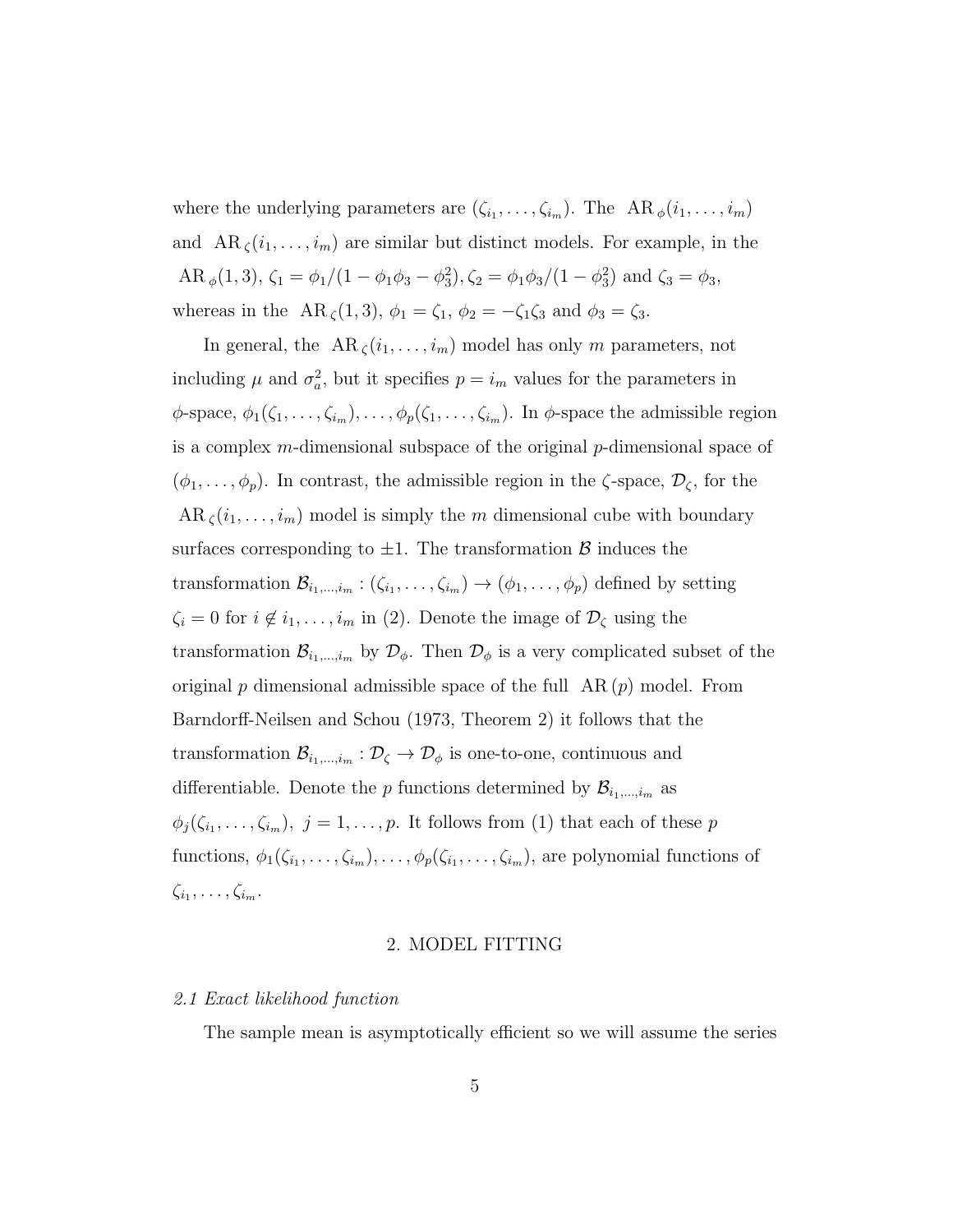where the underlying parameters are $(\zeta_{i_1}, \ldots, \zeta_{i_m})$. The $\mathrm{AR}_\phi(i_1, \ldots, i_m)$ and $\mathrm{AR}_\zeta(i_1, \ldots, i_m)$ are similar but distinct models. For example, in the $\mathrm{AR}_\phi(1, 3)$, $\zeta_1 = \phi_1/(1 - \phi_1\phi_3 - \phi_3^2)$, $\zeta_2 = \phi_1\phi_3/(1 - \phi_3^2)$ and $\zeta_3 = \phi_3$, whereas in the $\mathrm{AR}_\zeta(1, 3)$, $\phi_1 = \zeta_1$, $\phi_2 = -\zeta_1\zeta_3$ and $\phi_3 = \zeta_3$.

In general, the $\mathrm{AR}_\zeta(i_1, \ldots, i_m)$ model has only $m$ parameters, not including $\mu$ and $\sigma_a^2$, but it specifies $p = i_m$ values for the parameters in $\phi$-space, $\phi_1(\zeta_1, \ldots, \zeta_{i_m}), \ldots, \phi_p(\zeta_1, \ldots, \zeta_{i_m})$. In $\phi$-space the admissible region is a complex $m$-dimensional subspace of the original $p$-dimensional space of $(\phi_1, \ldots, \phi_p)$. In contrast, the admissible region in the $\zeta$-space, $\mathcal{D}_\zeta$, for the $\mathrm{AR}_\zeta(i_1, \ldots, i_m)$ model is simply the $m$ dimensional cube with boundary surfaces corresponding to $\pm 1$. The transformation $\mathcal{B}$ induces the transformation $\mathcal{B}_{i_1,\ldots,i_m} : (\zeta_{i_1}, \ldots, \zeta_{i_m}) \to (\phi_1, \ldots, \phi_p)$ defined by setting $\zeta_i = 0$ for $i \notin i_1, \ldots, i_m$ in (2). Denote the image of $\mathcal{D}_\zeta$ using the transformation $\mathcal{B}_{i_1,\ldots,i_m}$ by $\mathcal{D}_\phi$. Then $\mathcal{D}_\phi$ is a very complicated subset of the original $p$ dimensional admissible space of the full $\mathrm{AR}(p)$ model. From Barndorff-Neilsen and Schou (1973, Theorem 2) it follows that the transformation $\mathcal{B}_{i_1,\ldots,i_m} : \mathcal{D}_\zeta \to \mathcal{D}_\phi$ is one-to-one, continuous and differentiable. Denote the $p$ functions determined by $\mathcal{B}_{i_1,\ldots,i_m}$ as $\phi_j(\zeta_{i_1}, \ldots, \zeta_{i_m}),\ j = 1, \ldots, p$. It follows from (1) that each of these $p$ functions, $\phi_1(\zeta_{i_1}, \ldots, \zeta_{i_m}), \ldots, \phi_p(\zeta_{i_1}, \ldots, \zeta_{i_m})$, are polynomial functions of $\zeta_{i_1}, \ldots, \zeta_{i_m}$.

## 2. MODEL FITTING

### *2.1 Exact likelihood function*

The sample mean is asymptotically efficient so we will assume the series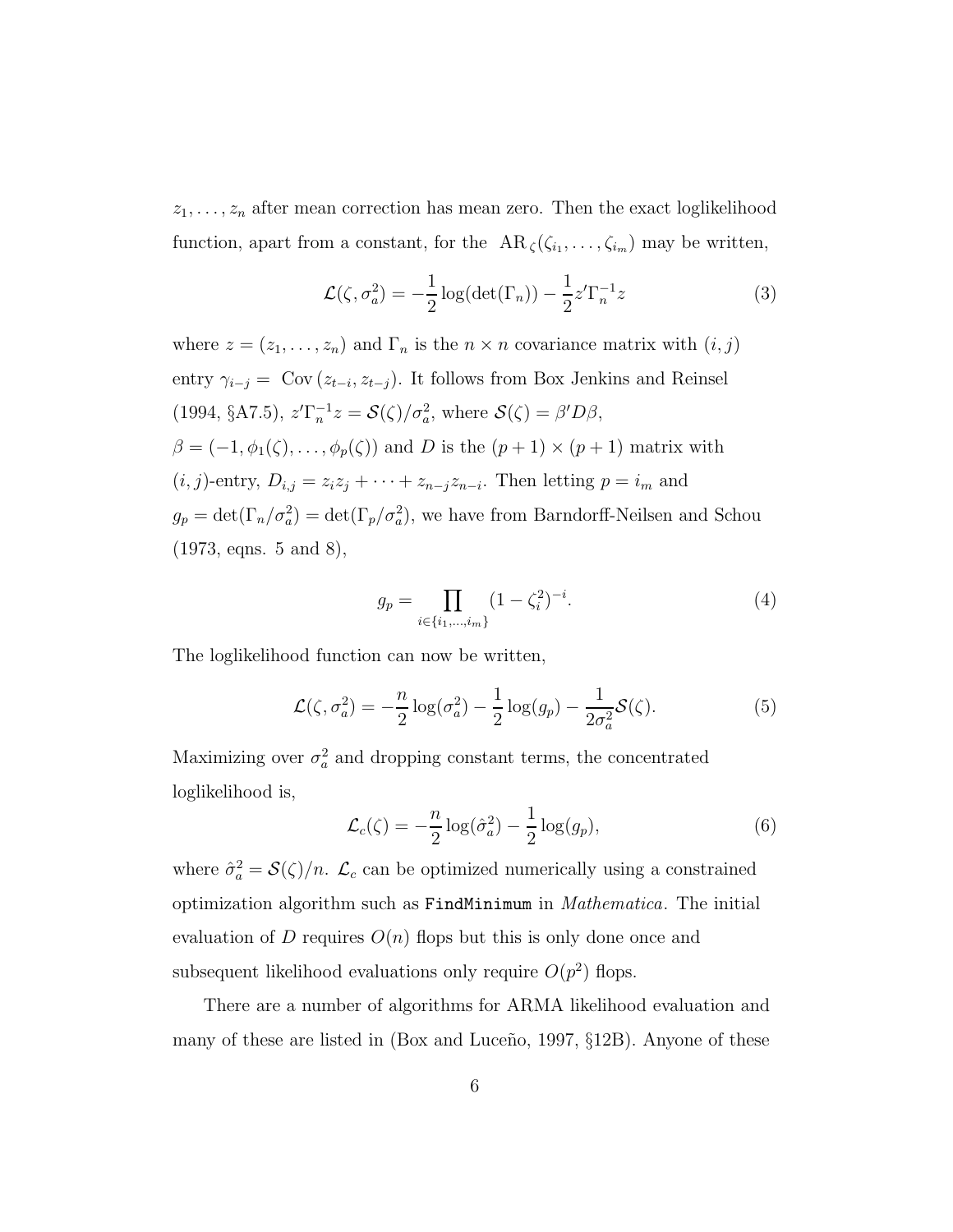$z_1, \ldots, z_n$ after mean correction has mean zero. Then the exact loglikelihood function, apart from a constant, for the $\mathrm{AR}_\zeta(\zeta_{i_1}, \ldots, \zeta_{i_m})$ may be written,

$$\mathcal{L}(\zeta, \sigma_a^2) = -\frac{1}{2}\log(\det(\Gamma_n)) - \frac{1}{2}z'\Gamma_n^{-1}z \tag{3}$$

where $z = (z_1, \ldots, z_n)$ and $\Gamma_n$ is the $n \times n$ covariance matrix with $(i,j)$ entry $\gamma_{i-j} = \mathrm{Cov}\,(z_{t-i}, z_{t-j})$. It follows from Box Jenkins and Reinsel (1994, §A7.5), $z'\Gamma_n^{-1}z = \mathcal{S}(\zeta)/\sigma_a^2$, where $\mathcal{S}(\zeta) = \beta' D \beta$, $\beta = (-1, \phi_1(\zeta), \ldots, \phi_p(\zeta))$ and $D$ is the $(p+1) \times (p+1)$ matrix with $(i,j)$-entry, $D_{i,j} = z_i z_j + \cdots + z_{n-j} z_{n-i}$. Then letting $p = i_m$ and $g_p = \det(\Gamma_n/\sigma_a^2) = \det(\Gamma_p/\sigma_a^2)$, we have from Barndorff-Neilsen and Schou (1973, eqns. 5 and 8),

$$g_p = \prod_{i \in \{i_1, \ldots, i_m\}} (1 - \zeta_i^2)^{-i}. \tag{4}$$

The loglikelihood function can now be written,

$$\mathcal{L}(\zeta, \sigma_a^2) = -\frac{n}{2}\log(\sigma_a^2) - \frac{1}{2}\log(g_p) - \frac{1}{2\sigma_a^2}\mathcal{S}(\zeta). \tag{5}$$

Maximizing over $\sigma_a^2$ and dropping constant terms, the concentrated loglikelihood is,

$$\mathcal{L}_c(\zeta) = -\frac{n}{2}\log(\hat{\sigma}_a^2) - \frac{1}{2}\log(g_p), \tag{6}$$

where $\hat{\sigma}_a^2 = \mathcal{S}(\zeta)/n$. $\mathcal{L}_c$ can be optimized numerically using a constrained optimization algorithm such as `FindMinimum` in *Mathematica*. The initial evaluation of $D$ requires $O(n)$ flops but this is only done once and subsequent likelihood evaluations only require $O(p^2)$ flops.

There are a number of algorithms for ARMA likelihood evaluation and many of these are listed in (Box and Luceño, 1997, §12B). Anyone of these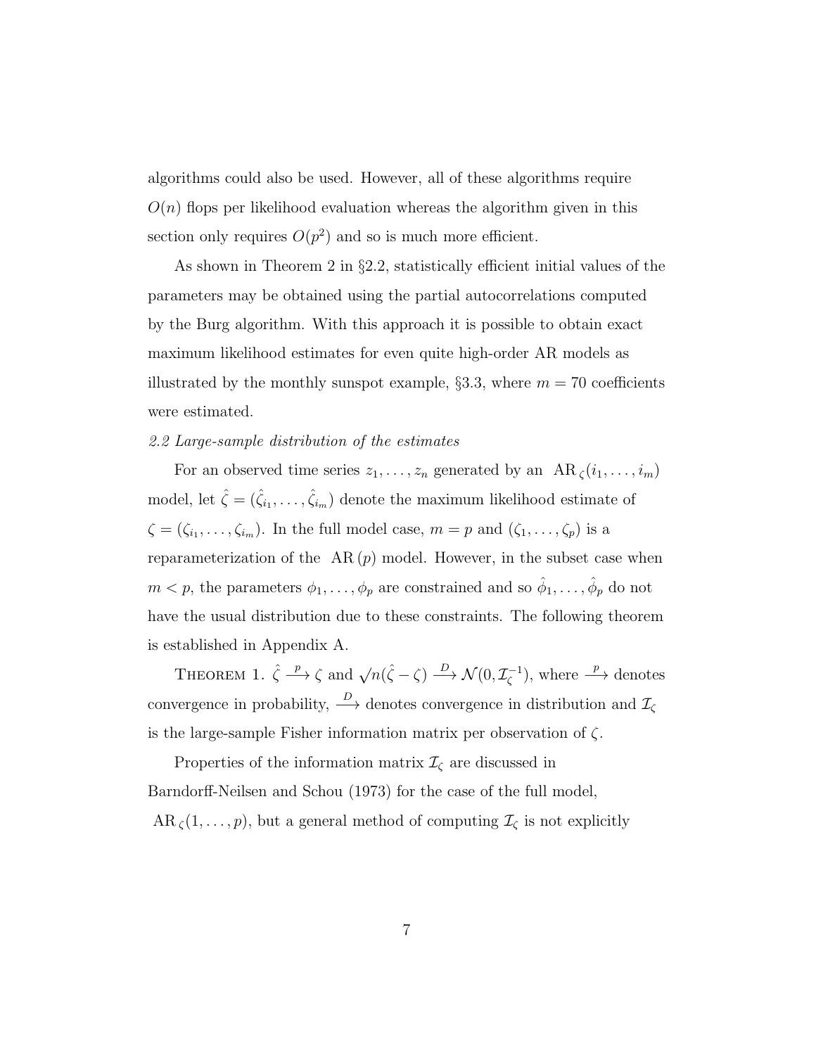algorithms could also be used. However, all of these algorithms require $O(n)$ flops per likelihood evaluation whereas the algorithm given in this section only requires $O(p^2)$ and so is much more efficient.

As shown in Theorem 2 in §2.2, statistically efficient initial values of the parameters may be obtained using the partial autocorrelations computed by the Burg algorithm. With this approach it is possible to obtain exact maximum likelihood estimates for even quite high-order AR models as illustrated by the monthly sunspot example, §3.3, where $m = 70$ coefficients were estimated.

*2.2 Large-sample distribution of the estimates*

For an observed time series $z_1, \ldots, z_n$ generated by an $\mathrm{AR}_\zeta(i_1, \ldots, i_m)$ model, let $\hat{\zeta} = (\hat{\zeta}_{i_1}, \ldots, \hat{\zeta}_{i_m})$ denote the maximum likelihood estimate of $\zeta = (\zeta_{i_1}, \ldots, \zeta_{i_m})$. In the full model case, $m = p$ and $(\zeta_1, \ldots, \zeta_p)$ is a reparameterization of the $\mathrm{AR}(p)$ model. However, in the subset case when $m < p$, the parameters $\phi_1, \ldots, \phi_p$ are constrained and so $\hat{\phi}_1, \ldots, \hat{\phi}_p$ do not have the usual distribution due to these constraints. The following theorem is established in Appendix A.

THEOREM 1. $\hat{\zeta} \xrightarrow{p} \zeta$ and $\sqrt{n}(\hat{\zeta} - \zeta) \xrightarrow{D} \mathcal{N}(0, \mathcal{I}_\zeta^{-1})$, where $\xrightarrow{p}$ denotes convergence in probability, $\xrightarrow{D}$ denotes convergence in distribution and $\mathcal{I}_\zeta$ is the large-sample Fisher information matrix per observation of $\zeta$.

Properties of the information matrix $\mathcal{I}_\zeta$ are discussed in Barndorff-Neilsen and Schou (1973) for the case of the full model, $\mathrm{AR}_\zeta(1, \ldots, p)$, but a general method of computing $\mathcal{I}_\zeta$ is not explicitly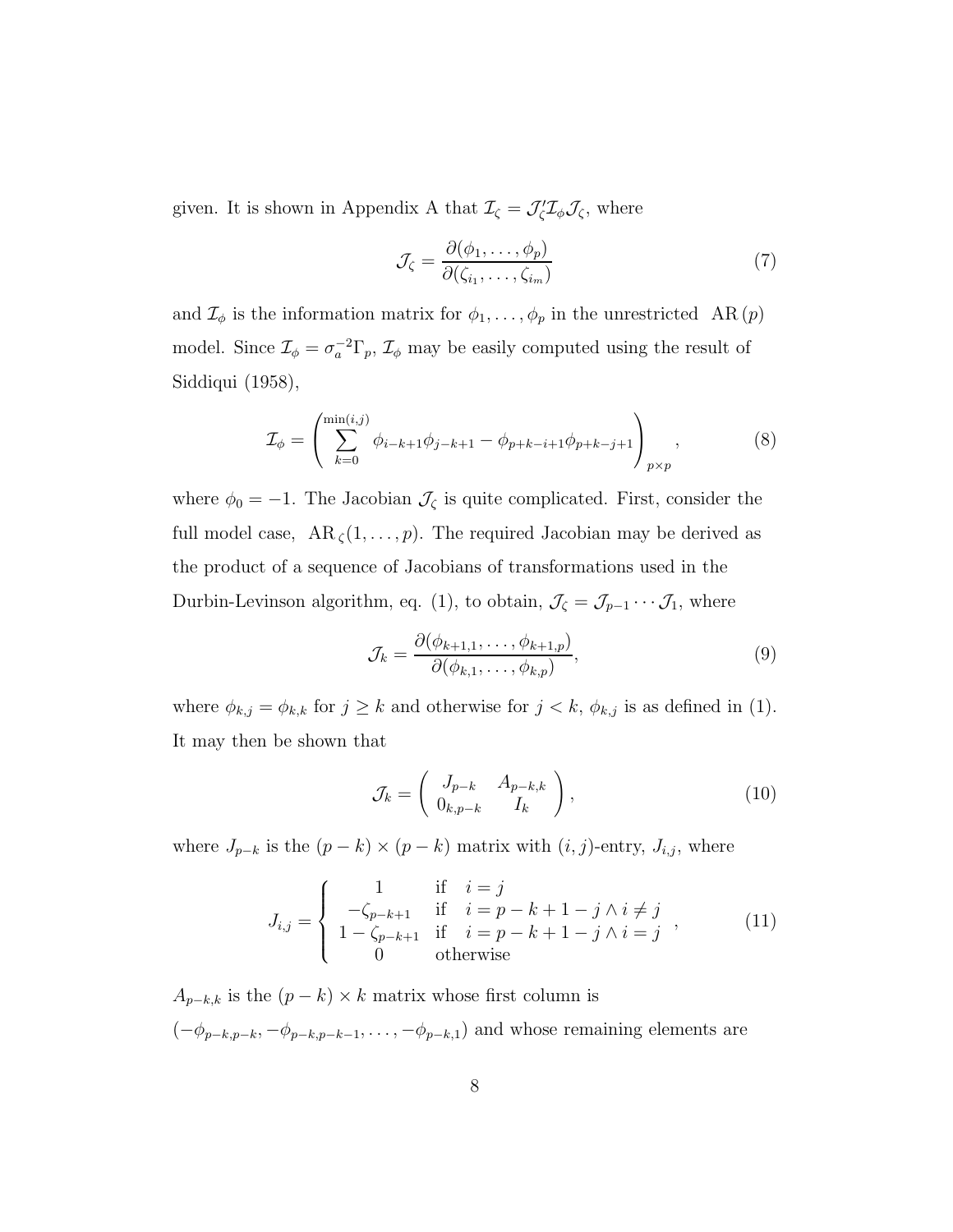given. It is shown in Appendix A that $\mathcal{I}_\zeta = \mathcal{J}_\zeta' \mathcal{I}_\phi \mathcal{J}_\zeta$, where

$$\mathcal{J}_\zeta = \frac{\partial(\phi_1, \ldots, \phi_p)}{\partial(\zeta_{i_1}, \ldots, \zeta_{i_m})} \tag{7}$$

and $\mathcal{I}_\phi$ is the information matrix for $\phi_1, \ldots, \phi_p$ in the unrestricted $\mathrm{AR}\,(p)$ model. Since $\mathcal{I}_\phi = \sigma_a^{-2} \Gamma_p$, $\mathcal{I}_\phi$ may be easily computed using the result of Siddiqui (1958),

$$\mathcal{I}_\phi = \left( \sum_{k=0}^{\min(i,j)} \phi_{i-k+1}\phi_{j-k+1} - \phi_{p+k-i+1}\phi_{p+k-j+1} \right)_{p \times p}, \tag{8}$$

where $\phi_0 = -1$. The Jacobian $\mathcal{J}_\zeta$ is quite complicated. First, consider the full model case, $\mathrm{AR}_\zeta(1, \ldots, p)$. The required Jacobian may be derived as the product of a sequence of Jacobians of transformations used in the Durbin-Levinson algorithm, eq. (1), to obtain, $\mathcal{J}_\zeta = \mathcal{J}_{p-1} \cdots \mathcal{J}_1$, where

$$\mathcal{J}_k = \frac{\partial(\phi_{k+1,1}, \ldots, \phi_{k+1,p})}{\partial(\phi_{k,1}, \ldots, \phi_{k,p})}, \tag{9}$$

where $\phi_{k,j} = \phi_{k,k}$ for $j \geq k$ and otherwise for $j < k$, $\phi_{k,j}$ is as defined in (1). It may then be shown that

$$\mathcal{J}_k = \begin{pmatrix} J_{p-k} & A_{p-k,k} \\ 0_{k,p-k} & I_k \end{pmatrix}, \tag{10}$$

where $J_{p-k}$ is the $(p-k) \times (p-k)$ matrix with $(i,j)$-entry, $J_{i,j}$, where

$$J_{i,j} = \begin{cases} 1 & \text{if} \quad i = j \\ -\zeta_{p-k+1} & \text{if} \quad i = p-k+1-j \wedge i \neq j \\ 1 - \zeta_{p-k+1} & \text{if} \quad i = p-k+1-j \wedge i = j \\ 0 & \text{otherwise} \end{cases}, \tag{11}$$

$A_{p-k,k}$ is the $(p-k) \times k$ matrix whose first column is $(-\phi_{p-k,p-k}, -\phi_{p-k,p-k-1}, \ldots, -\phi_{p-k,1})$ and whose remaining elements are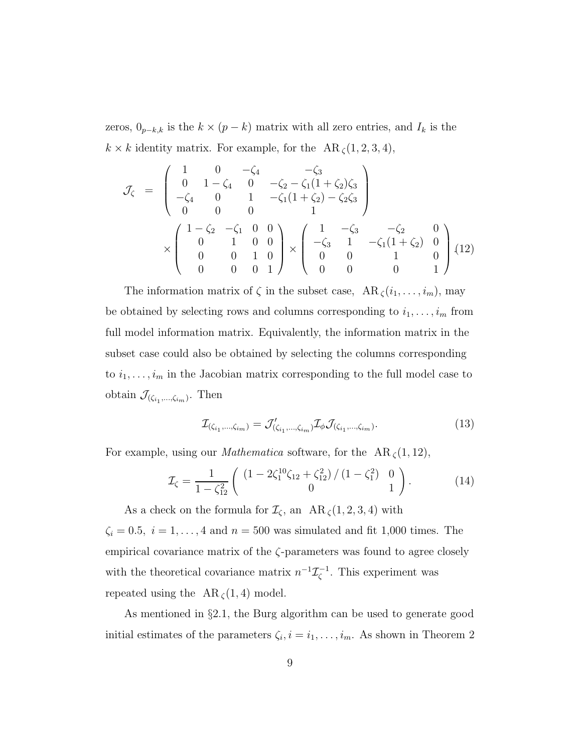zeros, $0_{p-k,k}$ is the $k \times (p-k)$ matrix with all zero entries, and $I_k$ is the $k \times k$ identity matrix. For example, for the $\mathrm{AR}_{\zeta}(1,2,3,4)$,

$$
\begin{aligned}
\mathcal{J}_{\zeta} &= \begin{pmatrix} 1 & 0 & -\zeta_4 & -\zeta_3 \\ 0 & 1-\zeta_4 & 0 & -\zeta_2 - \zeta_1(1+\zeta_2)\zeta_3 \\ -\zeta_4 & 0 & 1 & -\zeta_1(1+\zeta_2) - \zeta_2\zeta_3 \\ 0 & 0 & 0 & 1 \end{pmatrix} \\
&\quad \times \begin{pmatrix} 1-\zeta_2 & -\zeta_1 & 0 & 0 \\ 0 & 1 & 0 & 0 \\ 0 & 0 & 1 & 0 \\ 0 & 0 & 0 & 1 \end{pmatrix} \times \begin{pmatrix} 1 & -\zeta_3 & -\zeta_2 & 0 \\ -\zeta_3 & 1 & -\zeta_1(1+\zeta_2) & 0 \\ 0 & 0 & 1 & 0 \\ 0 & 0 & 0 & 1 \end{pmatrix}. \qquad (12)
\end{aligned}
$$

The information matrix of $\zeta$ in the subset case, $\mathrm{AR}_{\zeta}(i_1, \ldots, i_m)$, may be obtained by selecting rows and columns corresponding to $i_1, \ldots, i_m$ from full model information matrix. Equivalently, the information matrix in the subset case could also be obtained by selecting the columns corresponding to $i_1, \ldots, i_m$ in the Jacobian matrix corresponding to the full model case to obtain $\mathcal{J}_{(\zeta_{i_1}, \ldots, \zeta_{i_m})}$. Then

$$
\mathcal{I}_{(\zeta_{i_1}, \ldots, \zeta_{i_m})} = \mathcal{J}'_{(\zeta_{i_1}, \ldots, \zeta_{i_m})} \mathcal{I}_{\phi} \mathcal{J}_{(\zeta_{i_1}, \ldots, \zeta_{i_m})}. \qquad (13)
$$

For example, using our *Mathematica* software, for the $\mathrm{AR}_{\zeta}(1,12)$,

$$
\mathcal{I}_{\zeta} = \frac{1}{1-\zeta_{12}^2} \begin{pmatrix} \left(1 - 2\zeta_1^{10}\zeta_{12} + \zeta_{12}^2\right) / \left(1-\zeta_1^2\right) & 0 \\ 0 & 1 \end{pmatrix}. \qquad (14)
$$

As a check on the formula for $\mathcal{I}_{\zeta}$, an $\mathrm{AR}_{\zeta}(1,2,3,4)$ with $\zeta_i = 0.5,\ i = 1, \ldots, 4$ and $n = 500$ was simulated and fit 1,000 times. The empirical covariance matrix of the $\zeta$-parameters was found to agree closely with the theoretical covariance matrix $n^{-1}\mathcal{I}_{\zeta}^{-1}$. This experiment was repeated using the $\mathrm{AR}_{\zeta}(1,4)$ model.

As mentioned in §2.1, the Burg algorithm can be used to generate good initial estimates of the parameters $\zeta_i, i = i_1, \ldots, i_m$. As shown in Theorem 2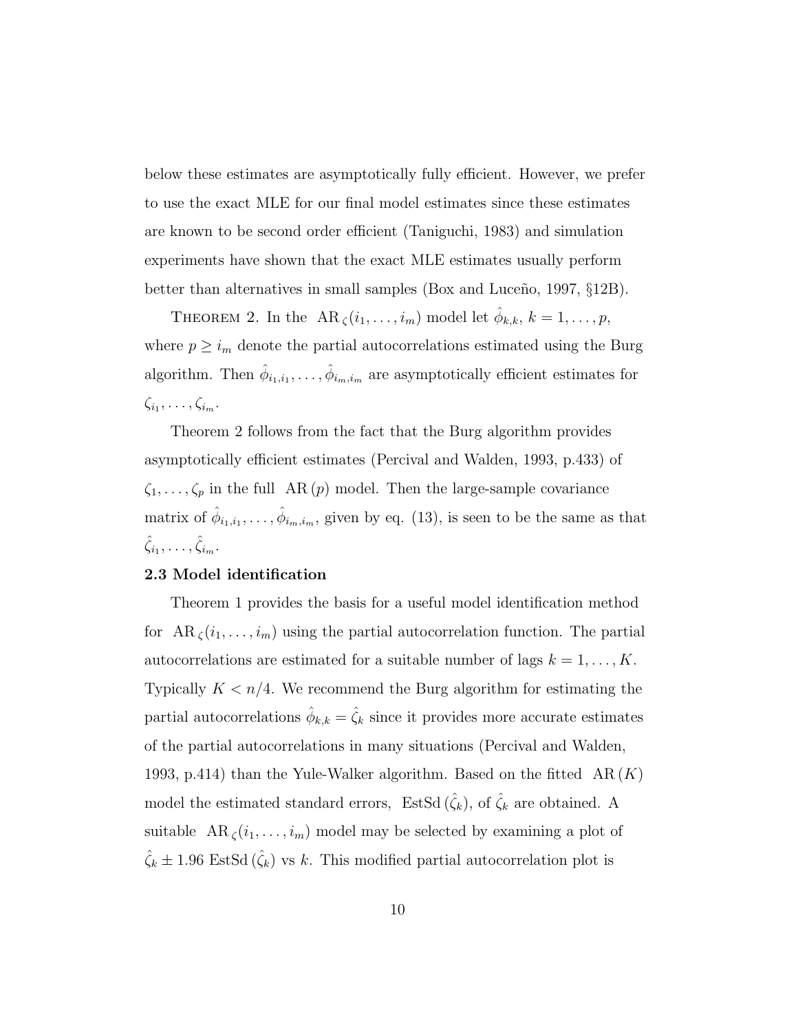below these estimates are asymptotically fully efficient. However, we prefer to use the exact MLE for our final model estimates since these estimates are known to be second order efficient (Taniguchi, 1983) and simulation experiments have shown that the exact MLE estimates usually perform better than alternatives in small samples (Box and Luceño, 1997, §12B).

Theorem 2. In the $\mathrm{AR}_{\zeta}(i_1, \ldots, i_m)$ model let $\hat{\phi}_{k,k}$, $k = 1, \ldots, p$, where $p \geq i_m$ denote the partial autocorrelations estimated using the Burg algorithm. Then $\hat{\phi}_{i_1,i_1}, \ldots, \hat{\phi}_{i_m,i_m}$ are asymptotically efficient estimates for $\zeta_{i_1}, \ldots, \zeta_{i_m}$.

Theorem 2 follows from the fact that the Burg algorithm provides asymptotically efficient estimates (Percival and Walden, 1993, p.433) of $\zeta_1, \ldots, \zeta_p$ in the full $\mathrm{AR}(p)$ model. Then the large-sample covariance matrix of $\hat{\phi}_{i_1,i_1}, \ldots, \hat{\phi}_{i_m,i_m}$, given by eq. (13), is seen to be the same as that $\hat{\zeta}_{i_1}, \ldots, \hat{\zeta}_{i_m}$.

**2.3 Model identification**

Theorem 1 provides the basis for a useful model identification method for $\mathrm{AR}_{\zeta}(i_1, \ldots, i_m)$ using the partial autocorrelation function. The partial autocorrelations are estimated for a suitable number of lags $k = 1, \ldots, K$. Typically $K < n/4$. We recommend the Burg algorithm for estimating the partial autocorrelations $\hat{\phi}_{k,k} = \hat{\zeta}_k$ since it provides more accurate estimates of the partial autocorrelations in many situations (Percival and Walden, 1993, p.414) than the Yule-Walker algorithm. Based on the fitted $\mathrm{AR}(K)$ model the estimated standard errors, $\mathrm{EstSd}(\hat{\zeta}_k)$, of $\hat{\zeta}_k$ are obtained. A suitable $\mathrm{AR}_{\zeta}(i_1, \ldots, i_m)$ model may be selected by examining a plot of $\hat{\zeta}_k \pm 1.96\ \mathrm{EstSd}(\hat{\zeta}_k)$ vs $k$. This modified partial autocorrelation plot is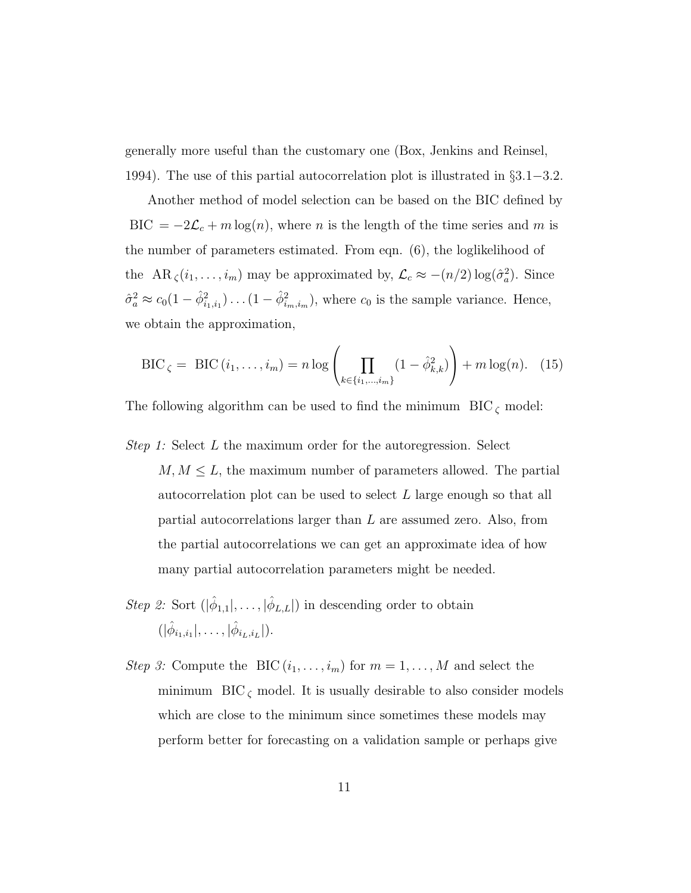generally more useful than the customary one (Box, Jenkins and Reinsel, 1994). The use of this partial autocorrelation plot is illustrated in §3.1−3.2.

Another method of model selection can be based on the BIC defined by $\text{BIC} = -2\mathcal{L}_c + m\log(n)$, where $n$ is the length of the time series and $m$ is the number of parameters estimated. From eqn. (6), the loglikelihood of the $\text{AR}_\zeta(i_1, \ldots, i_m)$ may be approximated by, $\mathcal{L}_c \approx -(n/2)\log(\hat{\sigma}_a^2)$. Since $\hat{\sigma}_a^2 \approx c_0(1-\hat{\phi}_{i_1,i_1}^2)\ldots(1-\hat{\phi}_{i_m,i_m}^2)$, where $c_0$ is the sample variance. Hence, we obtain the approximation,

$$\text{BIC}_\zeta = \text{BIC}(i_1, \ldots, i_m) = n\log\left(\prod_{k\in\{i_1,\ldots,i_m\}}(1-\hat{\phi}_{k,k}^2)\right) + m\log(n). \quad (15)$$

The following algorithm can be used to find the minimum $\text{BIC}_\zeta$ model:

*Step 1:* Select $L$ the maximum order for the autoregression. Select $M, M \leq L$, the maximum number of parameters allowed. The partial autocorrelation plot can be used to select $L$ large enough so that all partial autocorrelations larger than $L$ are assumed zero. Also, from the partial autocorrelations we can get an approximate idea of how many partial autocorrelation parameters might be needed.

*Step 2:* Sort $(|\hat{\phi}_{1,1}|, \ldots, |\hat{\phi}_{L,L}|)$ in descending order to obtain $(|\hat{\phi}_{i_1,i_1}|, \ldots, |\hat{\phi}_{i_L,i_L}|)$.

*Step 3:* Compute the $\text{BIC}(i_1, \ldots, i_m)$ for $m = 1, \ldots, M$ and select the minimum $\text{BIC}_\zeta$ model. It is usually desirable to also consider models which are close to the minimum since sometimes these models may perform better for forecasting on a validation sample or perhaps give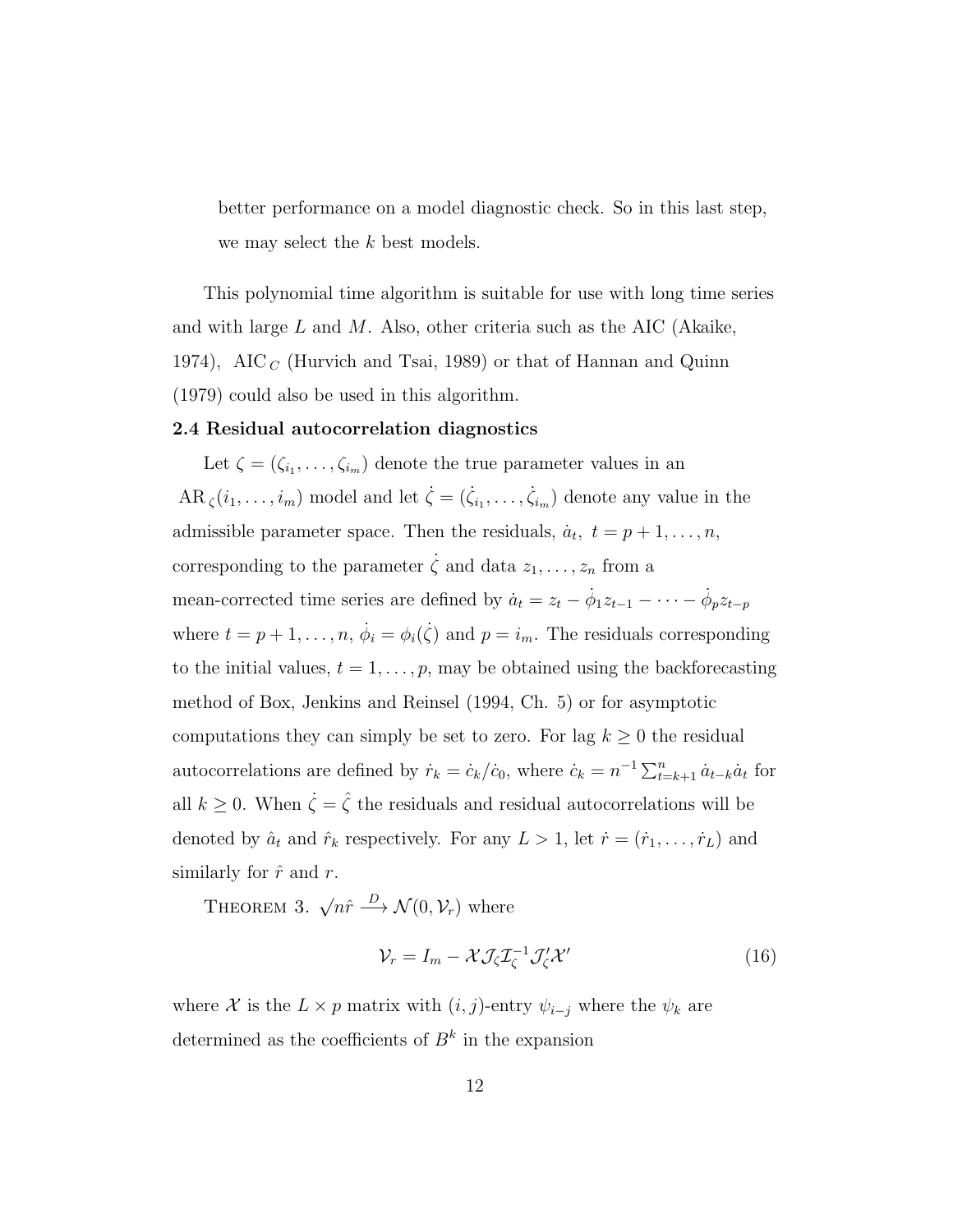better performance on a model diagnostic check. So in this last step, we may select the $k$ best models.

This polynomial time algorithm is suitable for use with long time series and with large $L$ and $M$. Also, other criteria such as the AIC (Akaike, 1974), $\mathrm{AIC}_C$ (Hurvich and Tsai, 1989) or that of Hannan and Quinn (1979) could also be used in this algorithm.

**2.4 Residual autocorrelation diagnostics**

Let $\zeta = (\zeta_{i_1}, \ldots, \zeta_{i_m})$ denote the true parameter values in an $\mathrm{AR}_\zeta(i_1, \ldots, i_m)$ model and let $\dot{\zeta} = (\dot{\zeta}_{i_1}, \ldots, \dot{\zeta}_{i_m})$ denote any value in the admissible parameter space. Then the residuals, $\dot{a}_t,\ t = p+1, \ldots, n$, corresponding to the parameter $\dot{\zeta}$ and data $z_1, \ldots, z_n$ from a mean-corrected time series are defined by $\dot{a}_t = z_t - \dot{\phi}_1 z_{t-1} - \cdots - \dot{\phi}_p z_{t-p}$ where $t = p+1, \ldots, n$, $\dot{\phi}_i = \phi_i(\dot{\zeta})$ and $p = i_m$. The residuals corresponding to the initial values, $t = 1, \ldots, p$, may be obtained using the backforecasting method of Box, Jenkins and Reinsel (1994, Ch. 5) or for asymptotic computations they can simply be set to zero. For lag $k \geq 0$ the residual autocorrelations are defined by $\dot{r}_k = \dot{c}_k / \dot{c}_0$, where $\dot{c}_k = n^{-1} \sum_{t=k+1}^{n} \dot{a}_{t-k} \dot{a}_t$ for all $k \geq 0$. When $\dot{\zeta} = \hat{\zeta}$ the residuals and residual autocorrelations will be denoted by $\hat{a}_t$ and $\hat{r}_k$ respectively. For any $L > 1$, let $\dot{r} = (\dot{r}_1, \ldots, \dot{r}_L)$ and similarly for $\hat{r}$ and $r$.

Theorem 3. $\sqrt{n}\hat{r} \xrightarrow{D} \mathcal{N}(0, \mathcal{V}_r)$ where

$$\mathcal{V}_r = I_m - \mathcal{X} \mathcal{J}_\zeta \mathcal{I}_\zeta^{-1} \mathcal{J}_\zeta' \mathcal{X}' \tag{16}$$

where $\mathcal{X}$ is the $L \times p$ matrix with $(i,j)$-entry $\psi_{i-j}$ where the $\psi_k$ are determined as the coefficients of $B^k$ in the expansion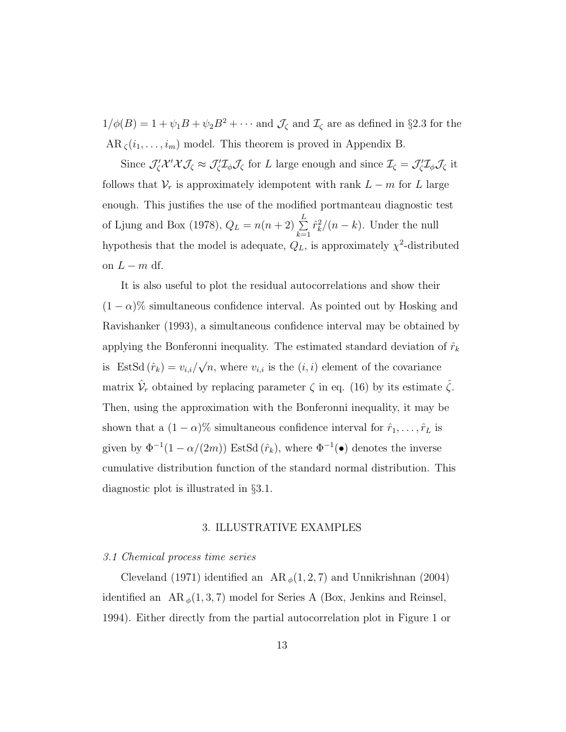$1/\phi(B) = 1 + \psi_1 B + \psi_2 B^2 + \cdots$ and $\mathcal{J}_\zeta$ and $\mathcal{I}_\zeta$ are as defined in §2.3 for the $\mathrm{AR}_\zeta(i_1, \ldots, i_m)$ model. This theorem is proved in Appendix B.

Since $\mathcal{J}_\zeta' \mathcal{X}' \mathcal{X} \mathcal{J}_\zeta \approx \mathcal{J}_\zeta' \mathcal{I}_\phi \mathcal{J}_\zeta$ for $L$ large enough and since $\mathcal{I}_\zeta = \mathcal{J}_\zeta' \mathcal{I}_\phi \mathcal{J}_\zeta$ it follows that $\mathcal{V}_r$ is approximately idempotent with rank $L - m$ for $L$ large enough. This justifies the use of the modified portmanteau diagnostic test of Ljung and Box (1978), $Q_L = n(n+2) \sum_{k=1}^{L} \hat{r}_k^2/(n-k)$. Under the null hypothesis that the model is adequate, $Q_L$, is approximately $\chi^2$-distributed on $L - m$ df.

It is also useful to plot the residual autocorrelations and show their $(1-\alpha)\%$ simultaneous confidence interval. As pointed out by Hosking and Ravishanker (1993), a simultaneous confidence interval may be obtained by applying the Bonferonni inequality. The estimated standard deviation of $\hat{r}_k$ is $\mathrm{EstSd}\,(\hat{r}_k) = v_{i,i}/\sqrt{n}$, where $v_{i,i}$ is the $(i,i)$ element of the covariance matrix $\hat{\mathcal{V}}_r$ obtained by replacing parameter $\zeta$ in eq. (16) by its estimate $\hat{\zeta}$. Then, using the approximation with the Bonferonni inequality, it may be shown that a $(1-\alpha)\%$ simultaneous confidence interval for $\hat{r}_1, \ldots, \hat{r}_L$ is given by $\Phi^{-1}(1 - \alpha/(2m))\ \mathrm{EstSd}\,(\hat{r}_k)$, where $\Phi^{-1}(\bullet)$ denotes the inverse cumulative distribution function of the standard normal distribution. This diagnostic plot is illustrated in §3.1.

## 3. ILLUSTRATIVE EXAMPLES

### *3.1 Chemical process time series*

Cleveland (1971) identified an $\mathrm{AR}_\phi(1, 2, 7)$ and Unnikrishnan (2004) identified an $\mathrm{AR}_\phi(1, 3, 7)$ model for Series A (Box, Jenkins and Reinsel, 1994). Either directly from the partial autocorrelation plot in Figure 1 or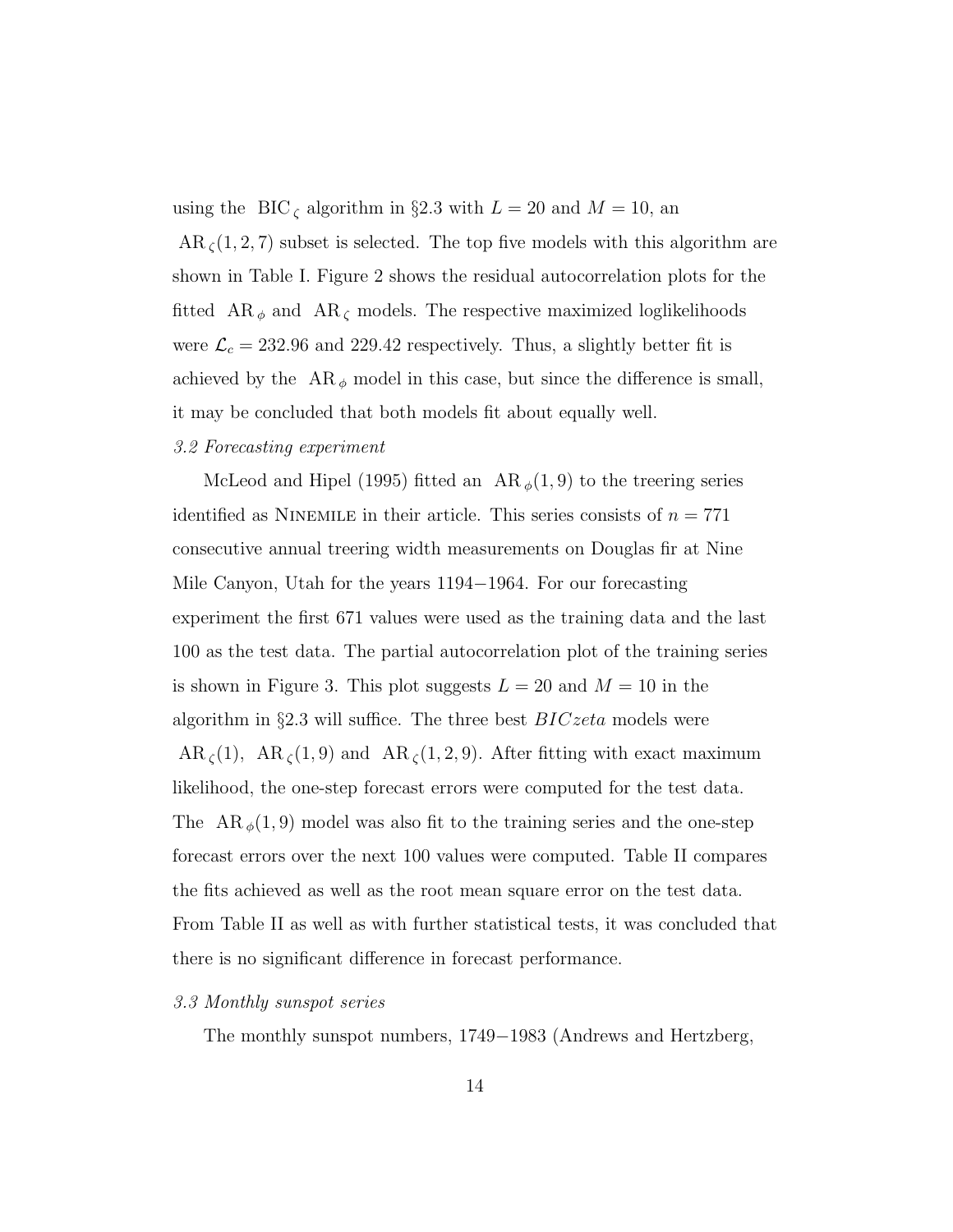using the $\mathrm{BIC}_\zeta$ algorithm in §2.3 with $L = 20$ and $M = 10$, an $\mathrm{AR}_\zeta(1, 2, 7)$ subset is selected. The top five models with this algorithm are shown in Table I. Figure 2 shows the residual autocorrelation plots for the fitted $\mathrm{AR}_\phi$ and $\mathrm{AR}_\zeta$ models. The respective maximized loglikelihoods were $\mathcal{L}_c = 232.96$ and $229.42$ respectively. Thus, a slightly better fit is achieved by the $\mathrm{AR}_\phi$ model in this case, but since the difference is small, it may be concluded that both models fit about equally well.

*3.2 Forecasting experiment*

McLeod and Hipel (1995) fitted an $\mathrm{AR}_\phi(1, 9)$ to the treering series identified as NINEMILE in their article. This series consists of $n = 771$ consecutive annual treering width measurements on Douglas fir at Nine Mile Canyon, Utah for the years 1194−1964. For our forecasting experiment the first 671 values were used as the training data and the last 100 as the test data. The partial autocorrelation plot of the training series is shown in Figure 3. This plot suggests $L = 20$ and $M = 10$ in the algorithm in §2.3 will suffice. The three best *BICzeta* models were $\mathrm{AR}_\zeta(1)$, $\mathrm{AR}_\zeta(1, 9)$ and $\mathrm{AR}_\zeta(1, 2, 9)$. After fitting with exact maximum likelihood, the one-step forecast errors were computed for the test data. The $\mathrm{AR}_\phi(1, 9)$ model was also fit to the training series and the one-step forecast errors over the next 100 values were computed. Table II compares the fits achieved as well as the root mean square error on the test data. From Table II as well as with further statistical tests, it was concluded that there is no significant difference in forecast performance.

*3.3 Monthly sunspot series*

The monthly sunspot numbers, 1749−1983 (Andrews and Hertzberg,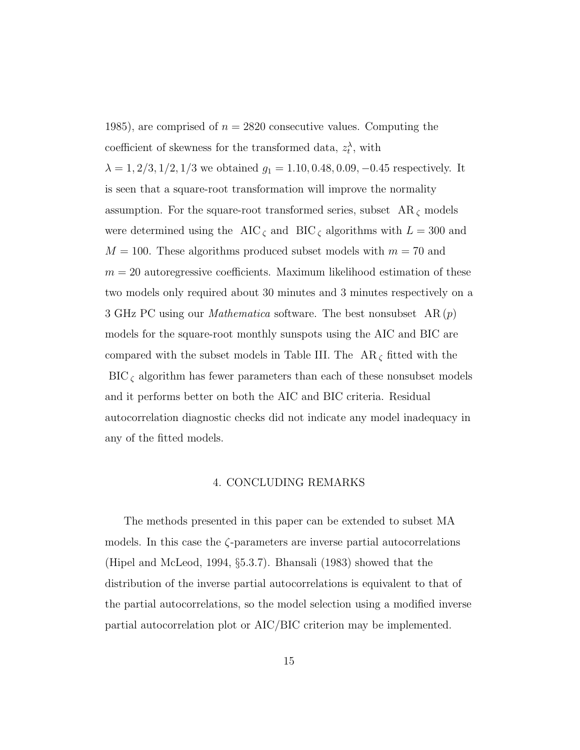1985), are comprised of $n = 2820$ consecutive values. Computing the coefficient of skewness for the transformed data, $z_t^\lambda$, with $\lambda = 1, 2/3, 1/2, 1/3$ we obtained $g_1 = 1.10, 0.48, 0.09, -0.45$ respectively. It is seen that a square-root transformation will improve the normality assumption. For the square-root transformed series, subset $\mathrm{AR}_\zeta$ models were determined using the $\mathrm{AIC}_\zeta$ and $\mathrm{BIC}_\zeta$ algorithms with $L = 300$ and $M = 100$. These algorithms produced subset models with $m = 70$ and $m = 20$ autoregressive coefficients. Maximum likelihood estimation of these two models only required about 30 minutes and 3 minutes respectively on a 3 GHz PC using our *Mathematica* software. The best nonsubset $\mathrm{AR}(p)$ models for the square-root monthly sunspots using the AIC and BIC are compared with the subset models in Table III. The $\mathrm{AR}_\zeta$ fitted with the $\mathrm{BIC}_\zeta$ algorithm has fewer parameters than each of these nonsubset models and it performs better on both the AIC and BIC criteria. Residual autocorrelation diagnostic checks did not indicate any model inadequacy in any of the fitted models.

## 4. CONCLUDING REMARKS

The methods presented in this paper can be extended to subset MA models. In this case the $\zeta$-parameters are inverse partial autocorrelations (Hipel and McLeod, 1994, §5.3.7). Bhansali (1983) showed that the distribution of the inverse partial autocorrelations is equivalent to that of the partial autocorrelations, so the model selection using a modified inverse partial autocorrelation plot or AIC/BIC criterion may be implemented.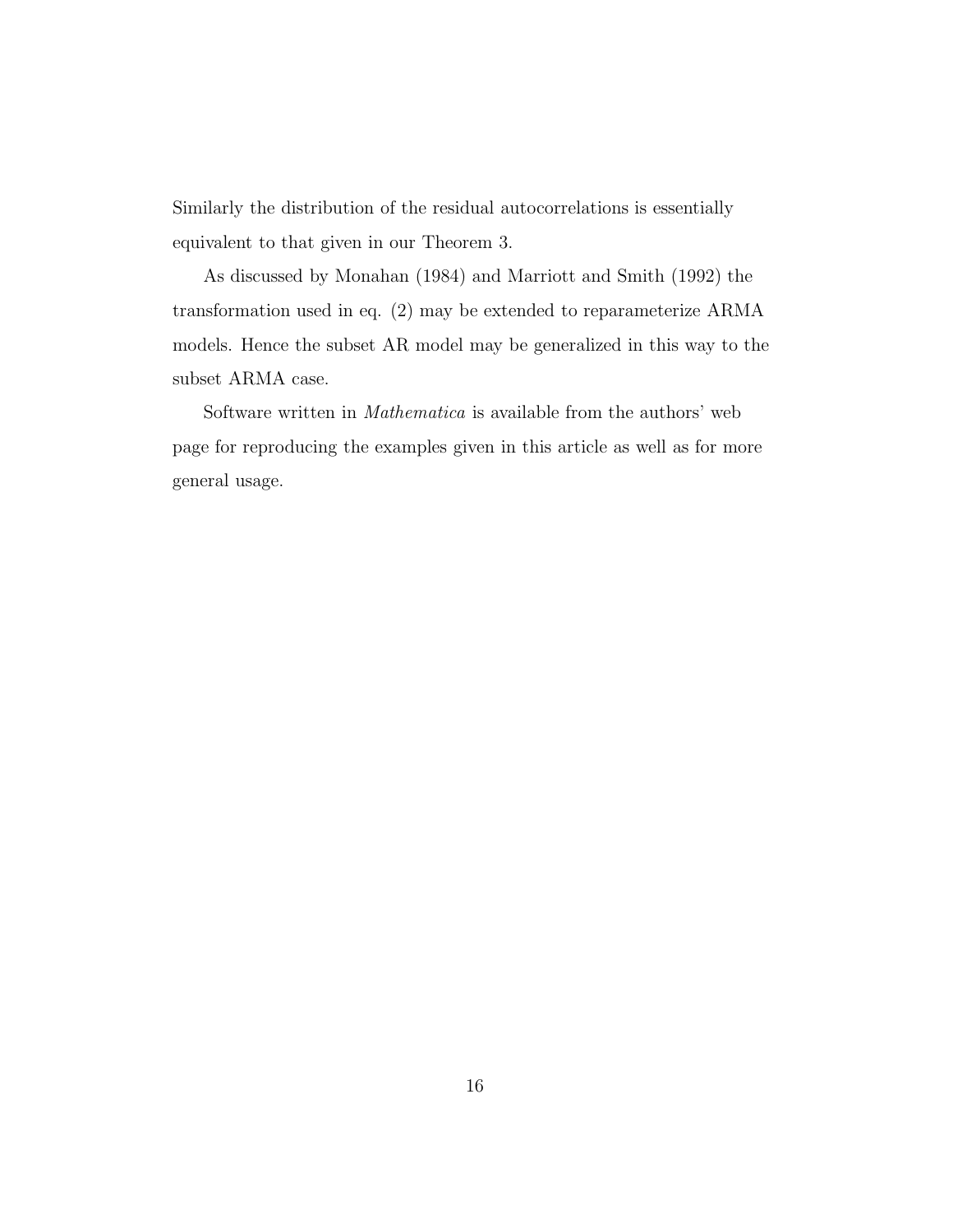Similarly the distribution of the residual autocorrelations is essentially equivalent to that given in our Theorem 3.

As discussed by Monahan (1984) and Marriott and Smith (1992) the transformation used in eq. (2) may be extended to reparameterize ARMA models. Hence the subset AR model may be generalized in this way to the subset ARMA case.

Software written in *Mathematica* is available from the authors' web page for reproducing the examples given in this article as well as for more general usage.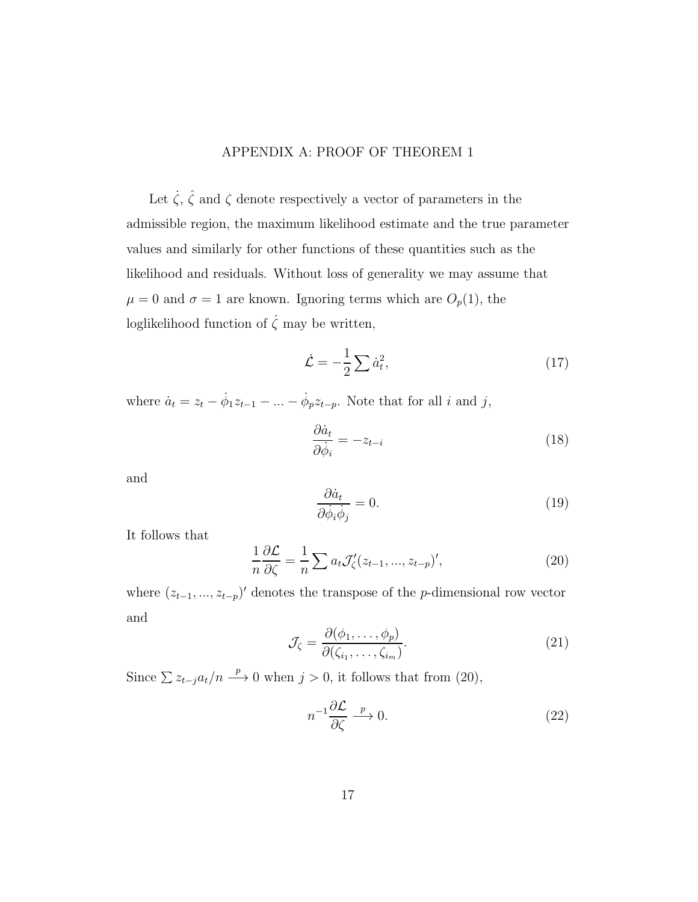# APPENDIX A: PROOF OF THEOREM 1

Let $\dot{\zeta}$, $\hat{\zeta}$ and $\zeta$ denote respectively a vector of parameters in the admissible region, the maximum likelihood estimate and the true parameter values and similarly for other functions of these quantities such as the likelihood and residuals. Without loss of generality we may assume that $\mu = 0$ and $\sigma = 1$ are known. Ignoring terms which are $O_p(1)$, the loglikelihood function of $\dot{\zeta}$ may be written,

$$\dot{\mathcal{L}} = -\frac{1}{2} \sum \dot{a}_t^2, \tag{17}$$

where $\dot{a}_t = z_t - \dot{\phi}_1 z_{t-1} - ... - \dot{\phi}_p z_{t-p}$. Note that for all $i$ and $j$,

$$\frac{\partial \dot{a}_t}{\partial \dot{\phi}_i} = -z_{t-i} \tag{18}$$

and

$$\frac{\partial \dot{a}_t}{\partial \dot{\phi}_i \dot{\phi}_j} = 0. \tag{19}$$

It follows that

$$\frac{1}{n} \frac{\partial \mathcal{L}}{\partial \zeta} = \frac{1}{n} \sum a_t \mathcal{J}'_\zeta (z_{t-1}, ..., z_{t-p})', \tag{20}$$

where $(z_{t-1}, ..., z_{t-p})'$ denotes the transpose of the $p$-dimensional row vector and

$$\mathcal{J}_\zeta = \frac{\partial(\phi_1, \ldots, \phi_p)}{\partial(\zeta_{i_1}, \ldots, \zeta_{i_m})}. \tag{21}$$

Since $\sum z_{t-j} a_t / n \xrightarrow{p} 0$ when $j > 0$, it follows that from (20),

$$n^{-1} \frac{\partial \mathcal{L}}{\partial \zeta} \xrightarrow{p} 0. \tag{22}$$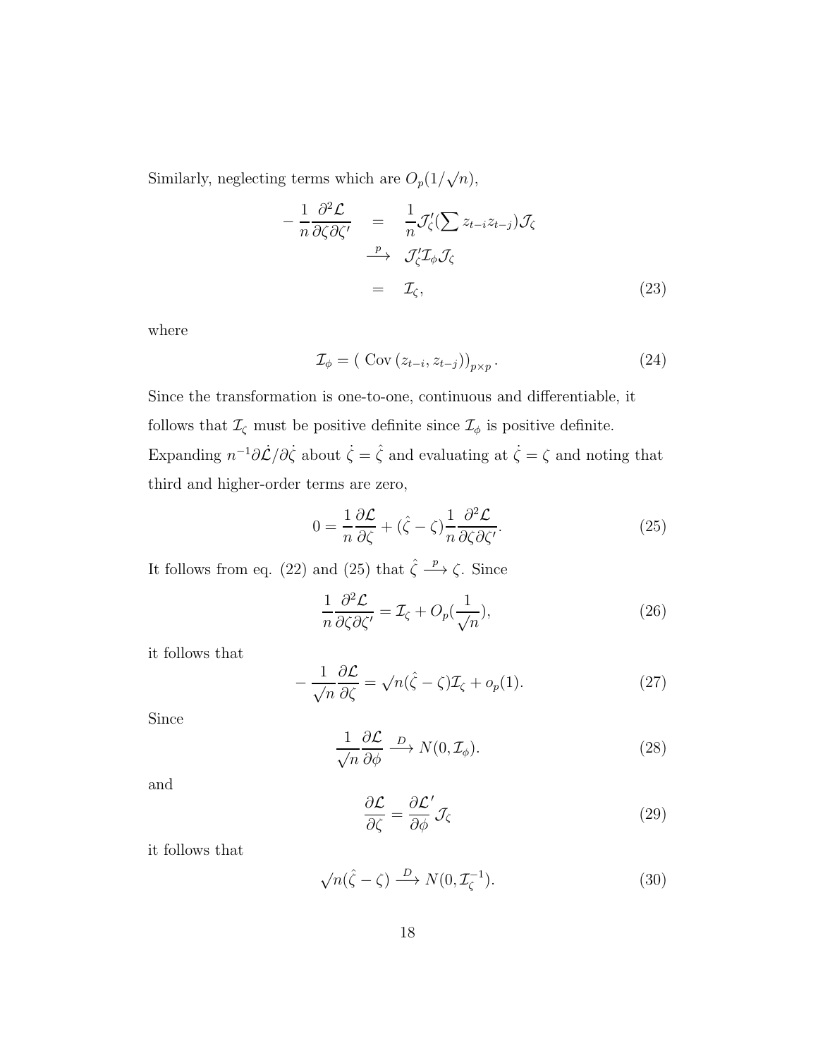Similarly, neglecting terms which are $O_p(1/\sqrt{n})$,

$$
\begin{aligned}
-\frac{1}{n}\frac{\partial^2 \mathcal{L}}{\partial \zeta \partial \zeta'} &= \frac{1}{n}\mathcal{J}_\zeta'(\sum z_{t-i} z_{t-j})\mathcal{J}_\zeta \\
&\xrightarrow{p} \mathcal{J}_\zeta' \mathcal{I}_\phi \mathcal{J}_\zeta \\
&= \mathcal{I}_\zeta,
\end{aligned}
\tag{23}
$$

where

$$
\mathcal{I}_\phi = \left( \text{ Cov}\left(z_{t-i}, z_{t-j}\right)\right)_{p \times p}. \tag{24}
$$

Since the transformation is one-to-one, continuous and differentiable, it follows that $\mathcal{I}_\zeta$ must be positive definite since $\mathcal{I}_\phi$ is positive definite. Expanding $n^{-1}\partial \dot{\mathcal{L}}/\partial \dot{\zeta}$ about $\dot{\zeta} = \hat{\zeta}$ and evaluating at $\dot{\zeta} = \zeta$ and noting that third and higher-order terms are zero,

$$
0 = \frac{1}{n}\frac{\partial \mathcal{L}}{\partial \zeta} + (\hat{\zeta} - \zeta)\frac{1}{n}\frac{\partial^2 \mathcal{L}}{\partial \zeta \partial \zeta'}. \tag{25}
$$

It follows from eq. (22) and (25) that $\hat{\zeta} \xrightarrow{p} \zeta$. Since

$$
\frac{1}{n}\frac{\partial^2 \mathcal{L}}{\partial \zeta \partial \zeta'} = \mathcal{I}_\zeta + O_p(\frac{1}{\sqrt{n}}), \tag{26}
$$

it follows that

$$
-\frac{1}{\sqrt{n}}\frac{\partial \mathcal{L}}{\partial \zeta} = \sqrt{n}(\hat{\zeta} - \zeta)\mathcal{I}_\zeta + o_p(1). \tag{27}
$$

Since

$$
\frac{1}{\sqrt{n}}\frac{\partial \mathcal{L}}{\partial \phi} \xrightarrow{D} N(0, \mathcal{I}_\phi). \tag{28}
$$

and

$$
\frac{\partial \mathcal{L}}{\partial \zeta} = \frac{\partial \mathcal{L}'}{\partial \phi}\mathcal{J}_\zeta \tag{29}
$$

it follows that

$$
\sqrt{n}(\hat{\zeta} - \zeta) \xrightarrow{D} N(0, \mathcal{I}_\zeta^{-1}). \tag{30}
$$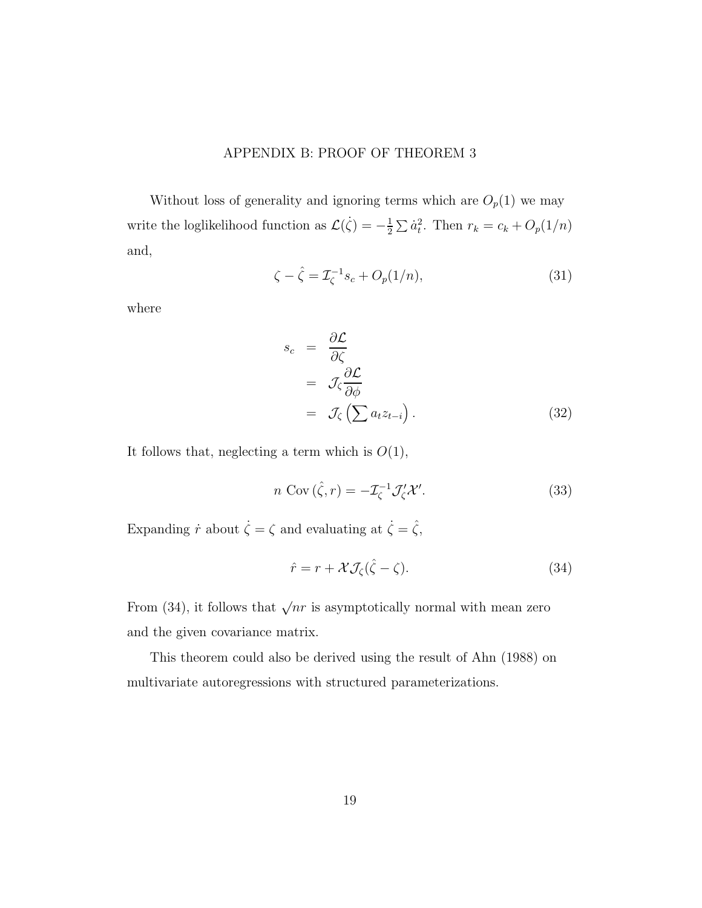## APPENDIX B: PROOF OF THEOREM 3

Without loss of generality and ignoring terms which are $O_p(1)$ we may write the loglikelihood function as $\mathcal{L}(\dot{\zeta}) = -\frac{1}{2}\sum \dot{a}_t^2$. Then $r_k = c_k + O_p(1/n)$ and,

$$\zeta - \hat{\zeta} = \mathcal{I}_\zeta^{-1} s_c + O_p(1/n), \tag{31}$$

where

$$\begin{aligned} s_c &= \frac{\partial \mathcal{L}}{\partial \zeta} \\ &= \mathcal{J}_\zeta \frac{\partial \mathcal{L}}{\partial \phi} \\ &= \mathcal{J}_\zeta \left( \sum a_t z_{t-i} \right). \end{aligned} \tag{32}$$

It follows that, neglecting a term which is $O(1)$,

$$n \ \mathrm{Cov}\,(\hat{\zeta}, r) = -\mathcal{I}_\zeta^{-1} \mathcal{J}_\zeta' \mathcal{X}'. \tag{33}$$

Expanding $\dot{r}$ about $\dot{\zeta} = \zeta$ and evaluating at $\dot{\zeta} = \hat{\zeta}$,

$$\hat{r} = r + \mathcal{X}\mathcal{J}_\zeta(\hat{\zeta} - \zeta). \tag{34}$$

From (34), it follows that $\sqrt{n} r$ is asymptotically normal with mean zero and the given covariance matrix.

This theorem could also be derived using the result of Ahn (1988) on multivariate autoregressions with structured parameterizations.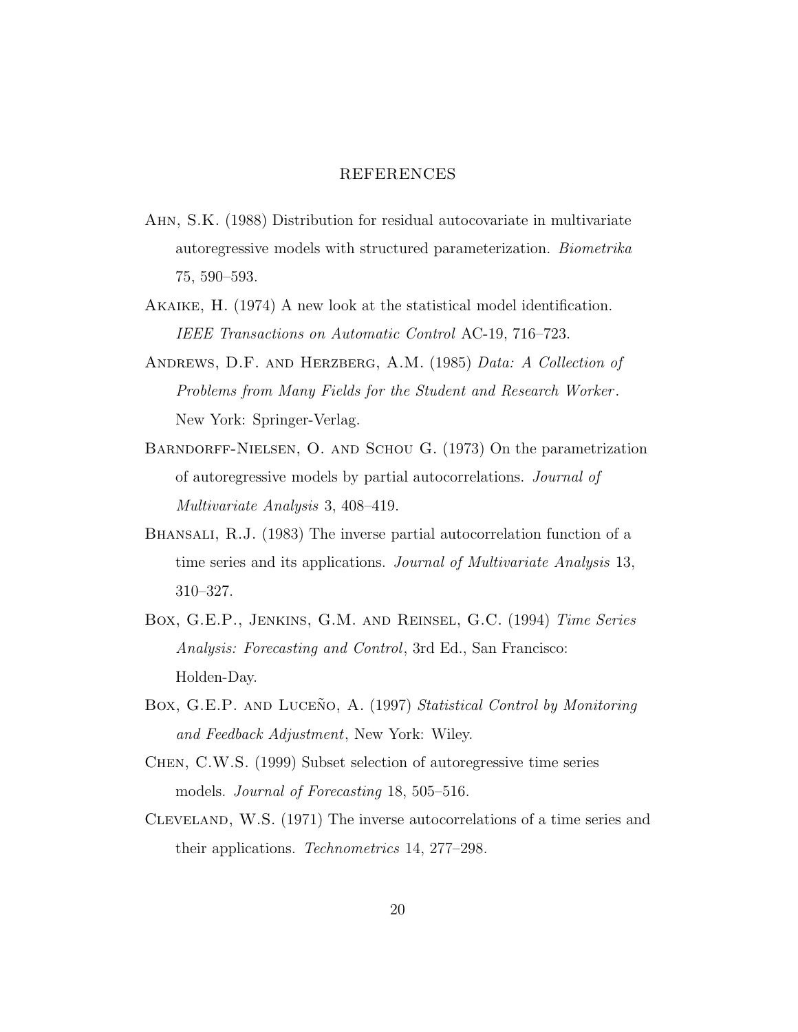# REFERENCES

Ahn, S.K. (1988) Distribution for residual autocovariate in multivariate autoregressive models with structured parameterization. *Biometrika* 75, 590–593.

Akaike, H. (1974) A new look at the statistical model identification. *IEEE Transactions on Automatic Control* AC-19, 716–723.

Andrews, D.F. and Herzberg, A.M. (1985) *Data: A Collection of Problems from Many Fields for the Student and Research Worker*. New York: Springer-Verlag.

Barndorff-Nielsen, O. and Schou G. (1973) On the parametrization of autoregressive models by partial autocorrelations. *Journal of Multivariate Analysis* 3, 408–419.

Bhansali, R.J. (1983) The inverse partial autocorrelation function of a time series and its applications. *Journal of Multivariate Analysis* 13, 310–327.

Box, G.E.P., Jenkins, G.M. and Reinsel, G.C. (1994) *Time Series Analysis: Forecasting and Control*, 3rd Ed., San Francisco: Holden-Day.

Box, G.E.P. and Luceño, A. (1997) *Statistical Control by Monitoring and Feedback Adjustment*, New York: Wiley.

Chen, C.W.S. (1999) Subset selection of autoregressive time series models. *Journal of Forecasting* 18, 505–516.

Cleveland, W.S. (1971) The inverse autocorrelations of a time series and their applications. *Technometrics* 14, 277–298.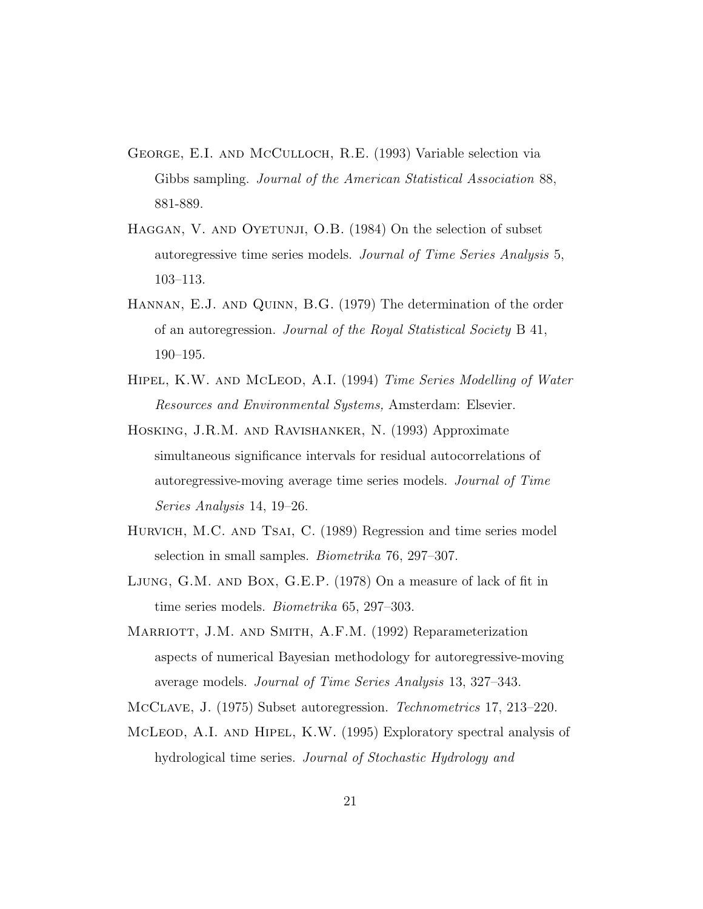George, E.I. and McCulloch, R.E. (1993) Variable selection via Gibbs sampling. *Journal of the American Statistical Association* 88, 881-889.

Haggan, V. and Oyetunji, O.B. (1984) On the selection of subset autoregressive time series models. *Journal of Time Series Analysis* 5, 103–113.

Hannan, E.J. and Quinn, B.G. (1979) The determination of the order of an autoregression. *Journal of the Royal Statistical Society* B 41, 190–195.

Hipel, K.W. and McLeod, A.I. (1994) *Time Series Modelling of Water Resources and Environmental Systems,* Amsterdam: Elsevier.

Hosking, J.R.M. and Ravishanker, N. (1993) Approximate simultaneous significance intervals for residual autocorrelations of autoregressive-moving average time series models. *Journal of Time Series Analysis* 14, 19–26.

Hurvich, M.C. and Tsai, C. (1989) Regression and time series model selection in small samples. *Biometrika* 76, 297–307.

Ljung, G.M. and Box, G.E.P. (1978) On a measure of lack of fit in time series models. *Biometrika* 65, 297–303.

Marriott, J.M. and Smith, A.F.M. (1992) Reparameterization aspects of numerical Bayesian methodology for autoregressive-moving average models. *Journal of Time Series Analysis* 13, 327–343.

McClave, J. (1975) Subset autoregression. *Technometrics* 17, 213–220.

McLeod, A.I. and Hipel, K.W. (1995) Exploratory spectral analysis of hydrological time series. *Journal of Stochastic Hydrology and*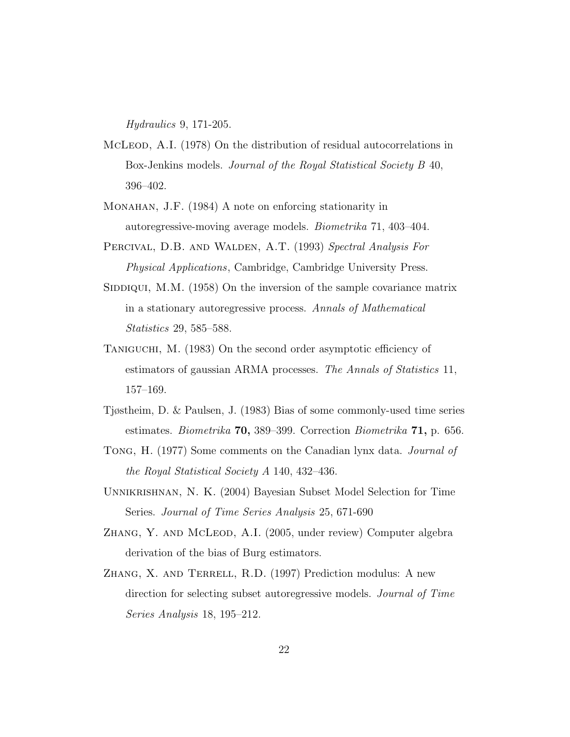*Hydraulics* 9, 171-205.

McLeod, A.I. (1978) On the distribution of residual autocorrelations in Box-Jenkins models. *Journal of the Royal Statistical Society B* 40, 396–402.

Monahan, J.F. (1984) A note on enforcing stationarity in autoregressive-moving average models. *Biometrika* 71, 403–404.

Percival, D.B. and Walden, A.T. (1993) *Spectral Analysis For Physical Applications*, Cambridge, Cambridge University Press.

Siddiqui, M.M. (1958) On the inversion of the sample covariance matrix in a stationary autoregressive process. *Annals of Mathematical Statistics* 29, 585–588.

Taniguchi, M. (1983) On the second order asymptotic efficiency of estimators of gaussian ARMA processes. *The Annals of Statistics* 11, 157–169.

Tjøstheim, D. & Paulsen, J. (1983) Bias of some commonly-used time series estimates. *Biometrika* **70,** 389–399. Correction *Biometrika* **71,** p. 656.

Tong, H. (1977) Some comments on the Canadian lynx data. *Journal of the Royal Statistical Society A* 140, 432–436.

Unnikrishnan, N. K. (2004) Bayesian Subset Model Selection for Time Series. *Journal of Time Series Analysis* 25, 671-690

Zhang, Y. and McLeod, A.I. (2005, under review) Computer algebra derivation of the bias of Burg estimators.

Zhang, X. and Terrell, R.D. (1997) Prediction modulus: A new direction for selecting subset autoregressive models. *Journal of Time Series Analysis* 18, 195–212.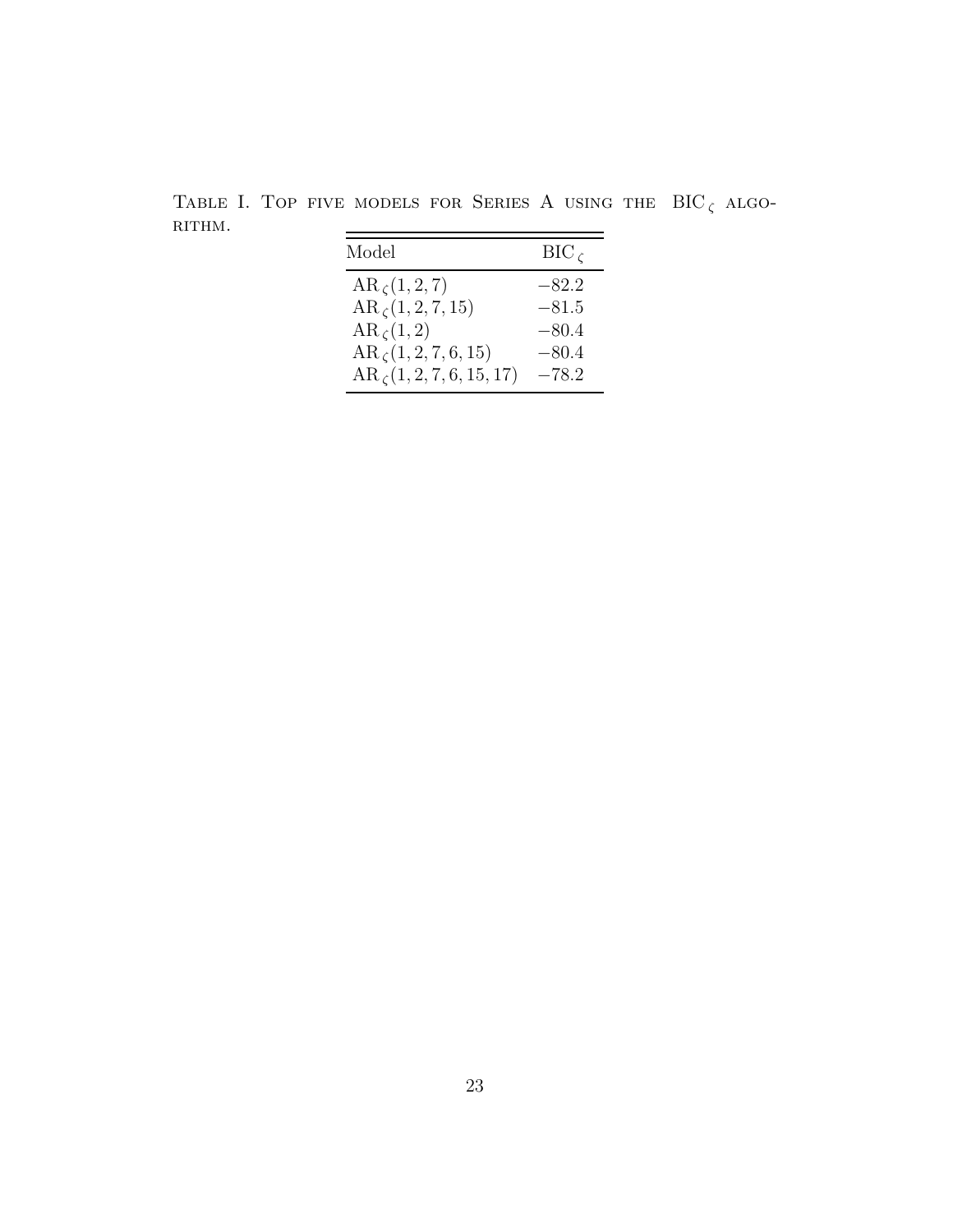Table I. Top five models for Series A using the $\mathrm{BIC}_\zeta$ algorithm.

| Model | $\mathrm{BIC}_\zeta$ |
|---|---|
| $\mathrm{AR}_\zeta(1, 2, 7)$ | $-82.2$ |
| $\mathrm{AR}_\zeta(1, 2, 7, 15)$ | $-81.5$ |
| $\mathrm{AR}_\zeta(1, 2)$ | $-80.4$ |
| $\mathrm{AR}_\zeta(1, 2, 7, 6, 15)$ | $-80.4$ |
| $\mathrm{AR}_\zeta(1, 2, 7, 6, 15, 17)$ | $-78.2$ |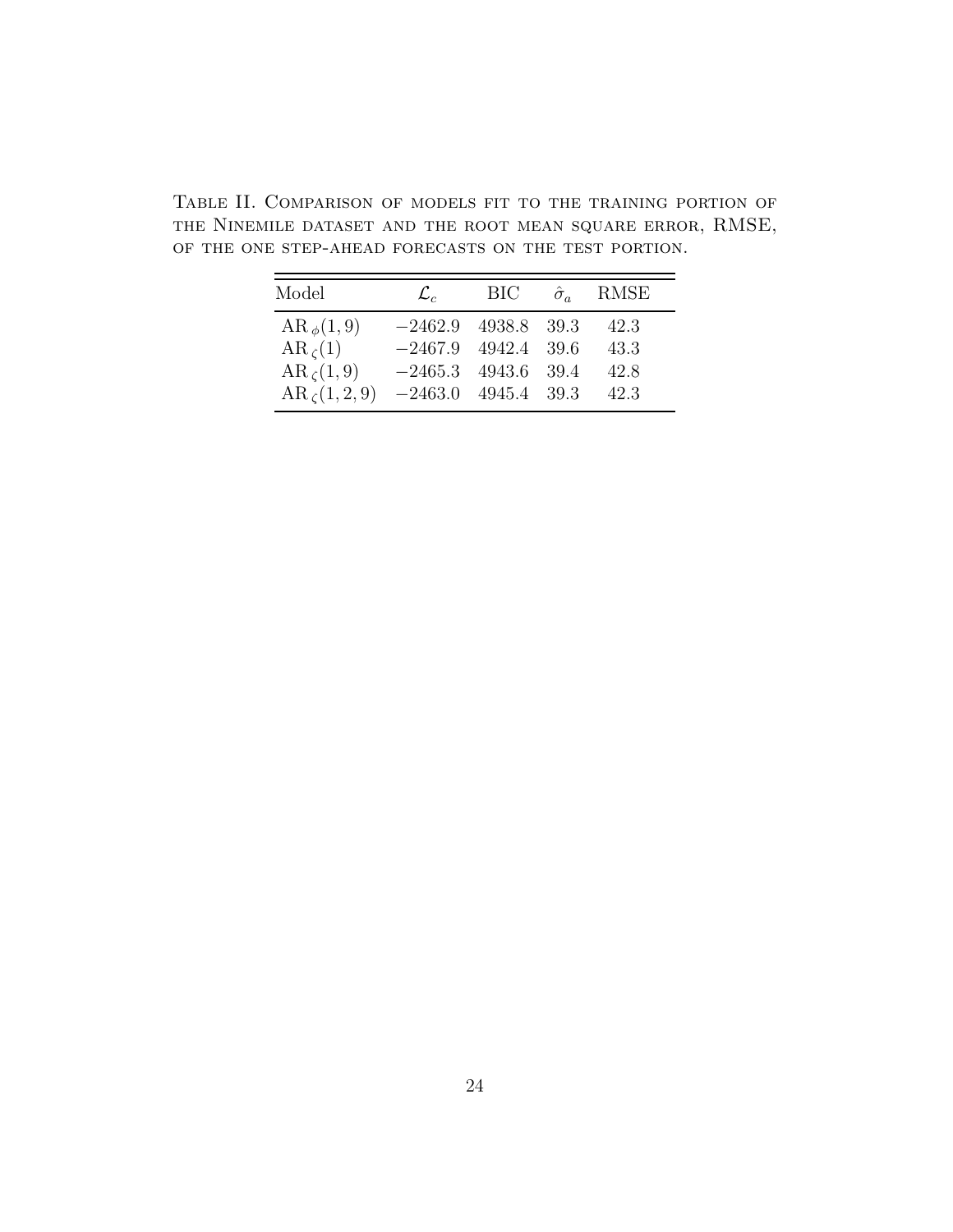Table II. Comparison of models fit to the training portion of the Ninemile dataset and the root mean square error, RMSE, of the one step-ahead forecasts on the test portion.

| Model | $\mathcal{L}_c$ | BIC | $\hat{\sigma}_a$ | RMSE |
|---|---|---|---|---|
| $\mathrm{AR}_{\phi}(1,9)$ | $-2462.9$ | 4938.8 | 39.3 | 42.3 |
| $\mathrm{AR}_{\zeta}(1)$ | $-2467.9$ | 4942.4 | 39.6 | 43.3 |
| $\mathrm{AR}_{\zeta}(1,9)$ | $-2465.3$ | 4943.6 | 39.4 | 42.8 |
| $\mathrm{AR}_{\zeta}(1,2,9)$ | $-2463.0$ | 4945.4 | 39.3 | 42.3 |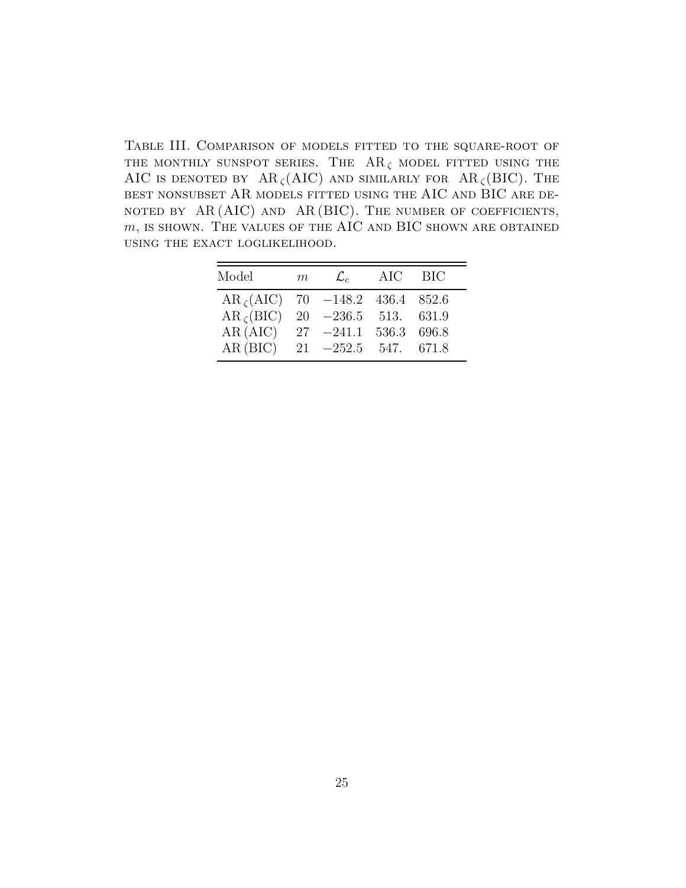Table III. Comparison of models fitted to the square-root of the monthly sunspot series. The $\mathrm{AR}_\zeta$ model fitted using the AIC is denoted by $\mathrm{AR}_\zeta(\mathrm{AIC})$ and similarly for $\mathrm{AR}_\zeta(\mathrm{BIC})$. The best nonsubset AR models fitted using the AIC and BIC are denoted by AR (AIC) and AR (BIC). The number of coefficients, $m$, is shown. The values of the AIC and BIC shown are obtained using the exact loglikelihood.

| Model | $m$ | $\mathcal{L}_c$ | AIC | BIC |
|---|---|---|---|---|
| $\mathrm{AR}_\zeta(\mathrm{AIC})$ | 70 | $-148.2$ | 436.4 | 852.6 |
| $\mathrm{AR}_\zeta(\mathrm{BIC})$ | 20 | $-236.5$ | 513. | 631.9 |
| AR (AIC) | 27 | $-241.1$ | 536.3 | 696.8 |
| AR (BIC) | 21 | $-252.5$ | 547. | 671.8 |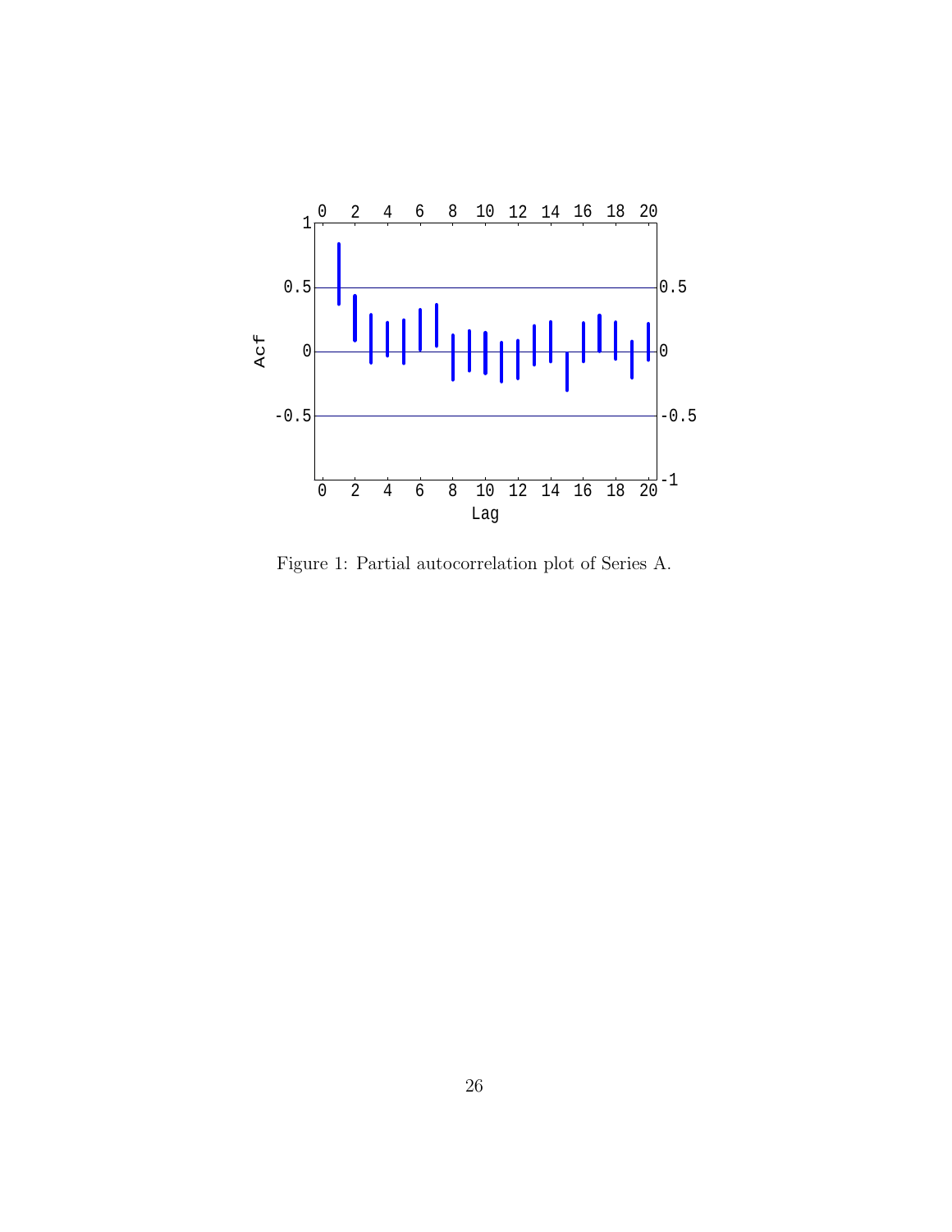Figure 1: Partial autocorrelation plot of Series A.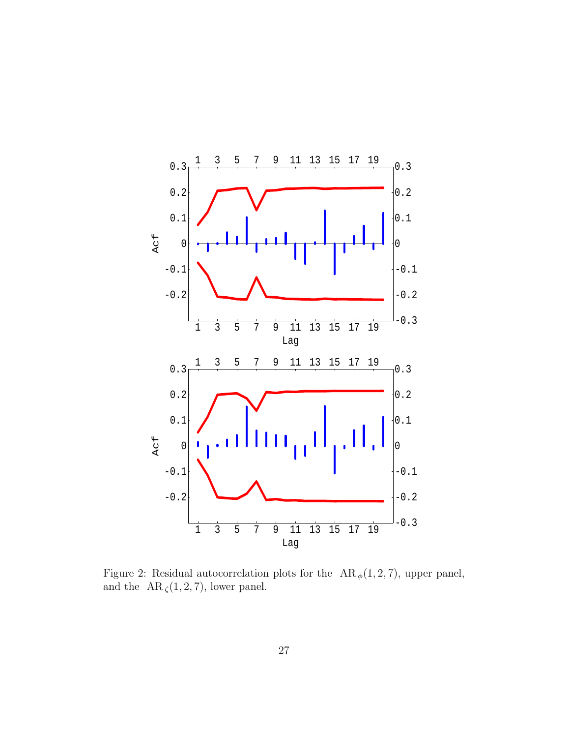Figure 2: Residual autocorrelation plots for the $\text{AR}_{\phi}(1,2,7)$, upper panel, and the $\text{AR}_{\zeta}(1,2,7)$, lower panel.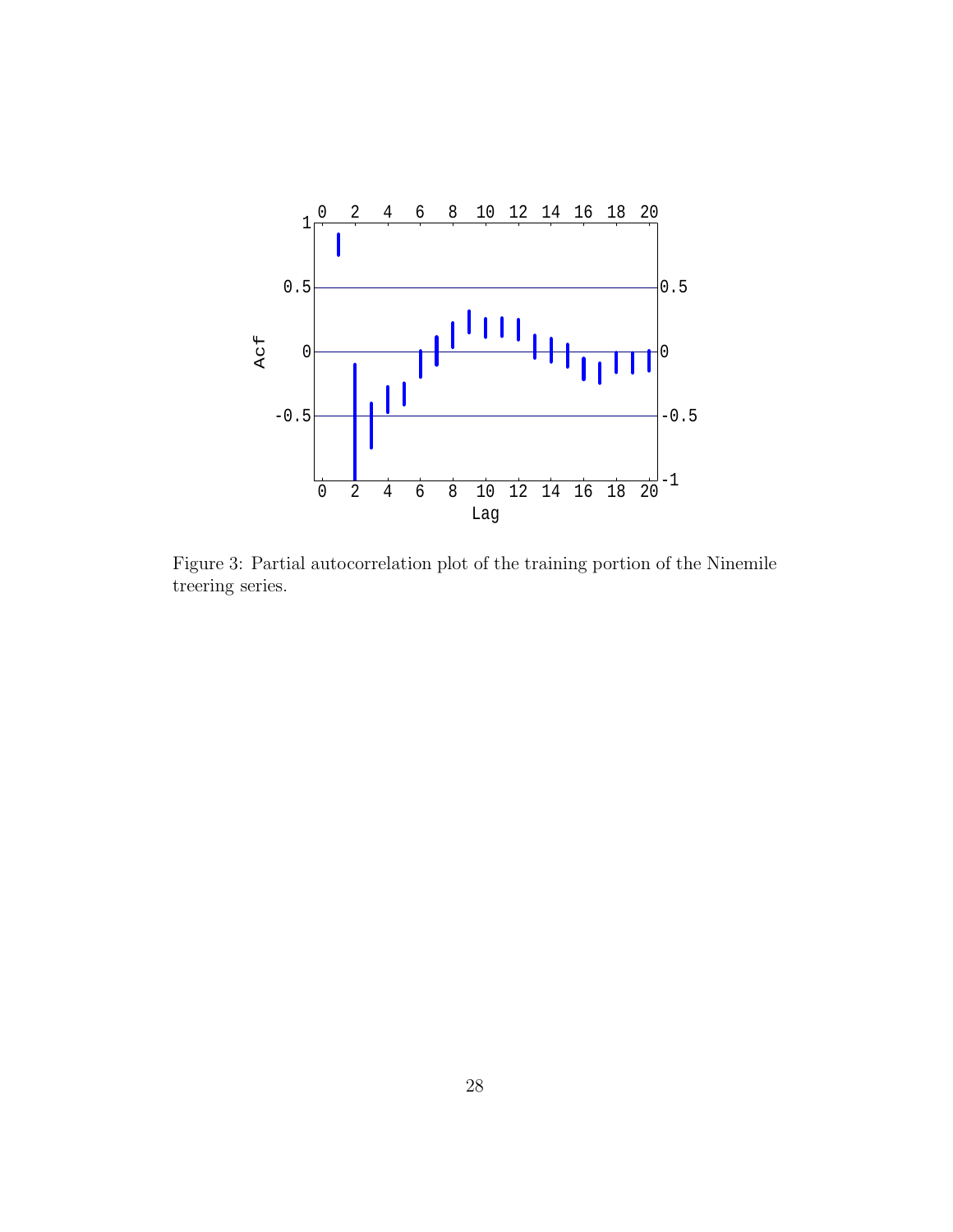0 2 4 6 8 10 12 14 16 18 20

1

0.5

0

-0.5

-1

Acf

Lag

Figure 3: Partial autocorrelation plot of the training portion of the Ninemile treering series.